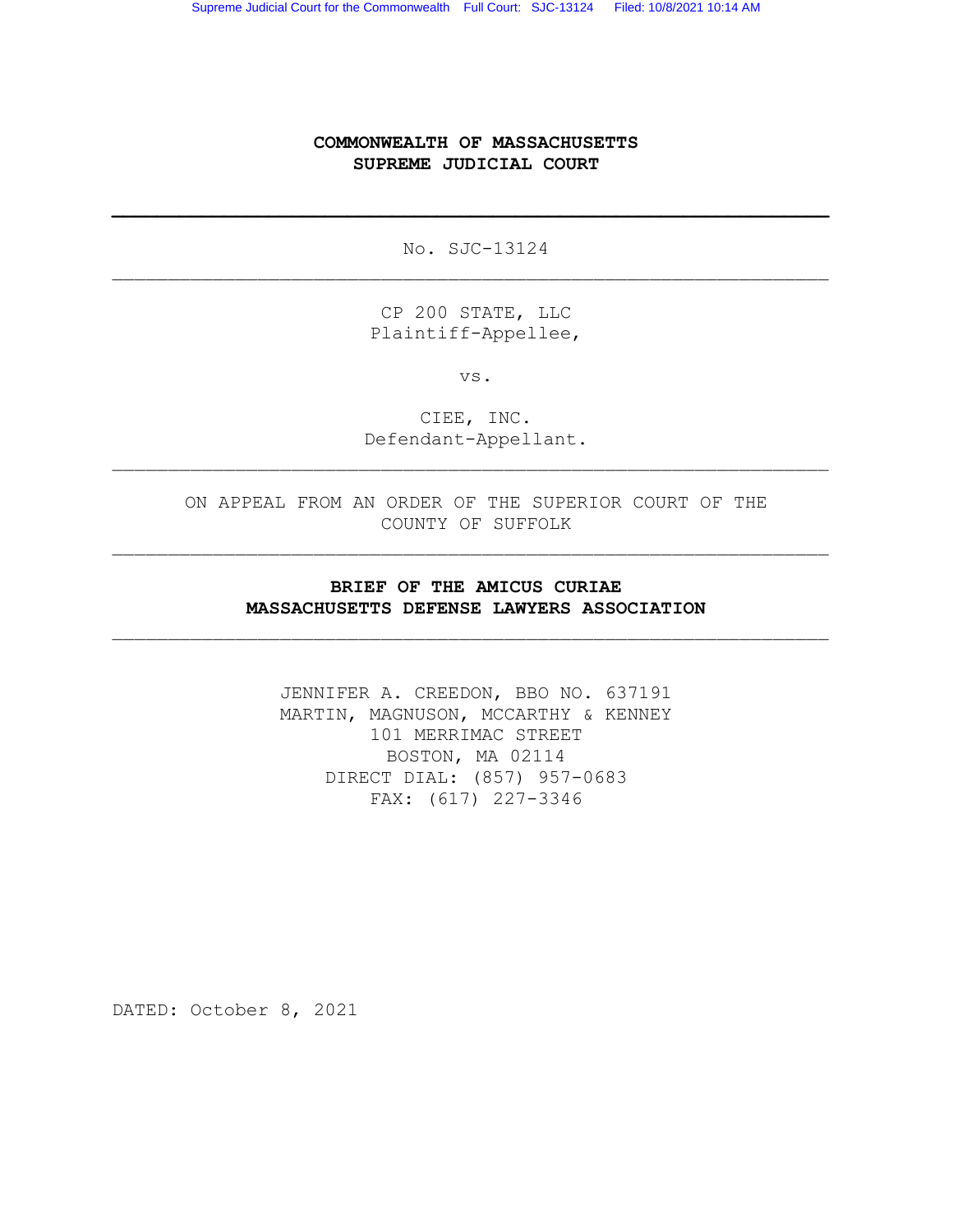**COMMONWEALTH OF MASSACHUSETTS**
**SUPREME JUDICIAL COURT**

---

No. SJC-13124

---

CP 200 STATE, LLC
Plaintiff-Appellee,

vs.

CIEE, INC.
Defendant-Appellant.

---

ON APPEAL FROM AN ORDER OF THE SUPERIOR COURT OF THE COUNTY OF SUFFOLK

---

**BRIEF OF THE AMICUS CURIAE**
**MASSACHUSETTS DEFENSE LAWYERS ASSOCIATION**

---

JENNIFER A. CREEDON, BBO NO. 637191
MARTIN, MAGNUSON, MCCARTHY & KENNEY
101 MERRIMAC STREET
BOSTON, MA 02114
DIRECT DIAL: (857) 957-0683
FAX: (617) 227-3346

DATED: October 8, 2021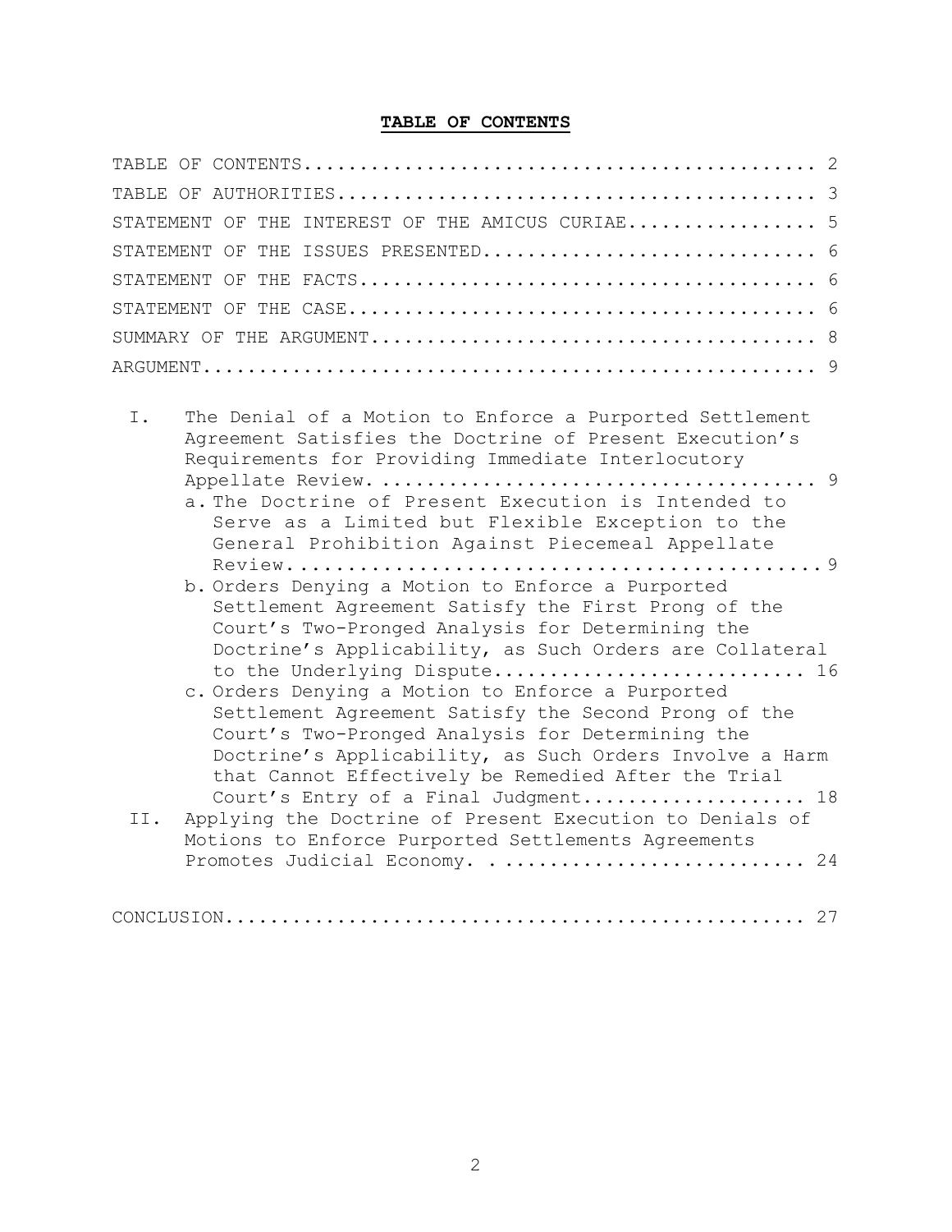# TABLE OF CONTENTS

TABLE OF CONTENTS............................................. 2

TABLE OF AUTHORITIES.......................................... 3

STATEMENT OF THE INTEREST OF THE AMICUS CURIAE................. 5

STATEMENT OF THE ISSUES PRESENTED............................. 6

STATEMENT OF THE FACTS........................................ 6

STATEMENT OF THE CASE......................................... 6

SUMMARY OF THE ARGUMENT....................................... 8

ARGUMENT...................................................... 9

I. The Denial of a Motion to Enforce a Purported Settlement Agreement Satisfies the Doctrine of Present Execution's Requirements for Providing Immediate Interlocutory Appellate Review. ...................................... 9
   a. The Doctrine of Present Execution is Intended to Serve as a Limited but Flexible Exception to the General Prohibition Against Piecemeal Appellate Review.............................................9
   b. Orders Denying a Motion to Enforce a Purported Settlement Agreement Satisfy the First Prong of the Court's Two-Pronged Analysis for Determining the Doctrine's Applicability, as Such Orders are Collateral to the Underlying Dispute........................... 16
   c. Orders Denying a Motion to Enforce a Purported Settlement Agreement Satisfy the Second Prong of the Court's Two-Pronged Analysis for Determining the Doctrine's Applicability, as Such Orders Involve a Harm that Cannot Effectively be Remedied After the Trial Court's Entry of a Final Judgment.................... 18

II. Applying the Doctrine of Present Execution to Denials of Motions to Enforce Purported Settlements Agreements Promotes Judicial Economy. ........................... 24

CONCLUSION.................................................... 27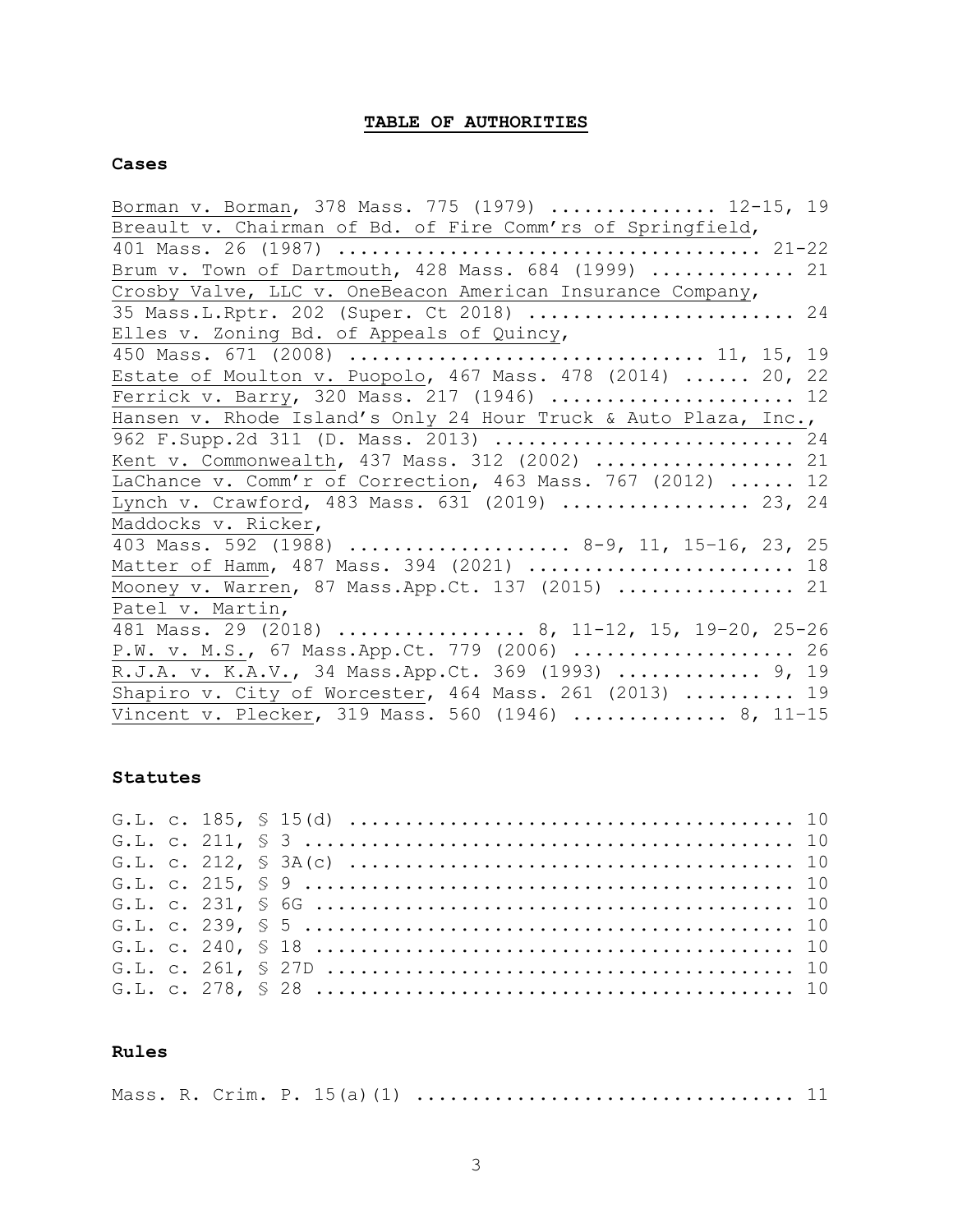# TABLE OF AUTHORITIES

## Cases

Borman v. Borman, 378 Mass. 775 (1979) ............... 12-15, 19
Breault v. Chairman of Bd. of Fire Comm'rs of Springfield, 401 Mass. 26 (1987) ..................................... 21-22
Brum v. Town of Dartmouth, 428 Mass. 684 (1999) ............. 21
Crosby Valve, LLC v. OneBeacon American Insurance Company, 35 Mass.L.Rptr. 202 (Super. Ct 2018) ........................ 24
Elles v. Zoning Bd. of Appeals of Quincy, 450 Mass. 671 (2008) ............................... 11, 15, 19
Estate of Moulton v. Puopolo, 467 Mass. 478 (2014) ...... 20, 22
Ferrick v. Barry, 320 Mass. 217 (1946) ...................... 12
Hansen v. Rhode Island's Only 24 Hour Truck & Auto Plaza, Inc., 962 F.Supp.2d 311 (D. Mass. 2013) .......................... 24
Kent v. Commonwealth, 437 Mass. 312 (2002) .................. 21
LaChance v. Comm'r of Correction, 463 Mass. 767 (2012) ...... 12
Lynch v. Crawford, 483 Mass. 631 (2019) ................. 23, 24
Maddocks v. Ricker, 403 Mass. 592 (1988) .................... 8-9, 11, 15-16, 23, 25
Matter of Hamm, 487 Mass. 394 (2021) ........................ 18
Mooney v. Warren, 87 Mass.App.Ct. 137 (2015) ................ 21
Patel v. Martin, 481 Mass. 29 (2018) ................ 8, 11-12, 15, 19-20, 25-26
P.W. v. M.S., 67 Mass.App.Ct. 779 (2006) .................... 26
R.J.A. v. K.A.V., 34 Mass.App.Ct. 369 (1993) ............. 9, 19
Shapiro v. City of Worcester, 464 Mass. 261 (2013) .......... 19
Vincent v. Plecker, 319 Mass. 560 (1946) .............. 8, 11-15

## Statutes

G.L. c. 185, § 15(d) ........................................ 10
G.L. c. 211, § 3 ............................................ 10
G.L. c. 212, § 3A(c) ........................................ 10
G.L. c. 215, § 9 ............................................ 10
G.L. c. 231, § 6G ........................................... 10
G.L. c. 239, § 5 ............................................ 10
G.L. c. 240, § 18 ........................................... 10
G.L. c. 261, § 27D .......................................... 10
G.L. c. 278, § 28 ........................................... 10

## Rules

Mass. R. Crim. P. 15(a)(1) .................................. 11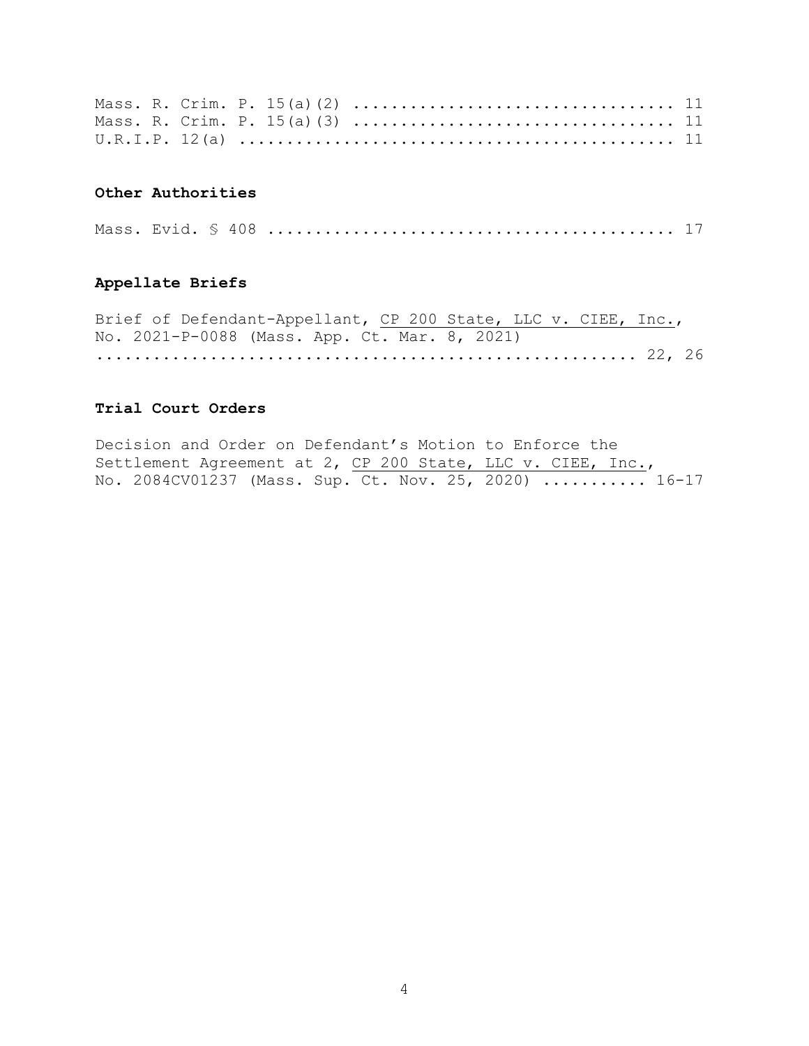Mass. R. Crim. P. 15(a)(2) ................................ 11
Mass. R. Crim. P. 15(a)(3) ................................ 11
U.R.I.P. 12(a) ............................................ 11

**Other Authorities**

Mass. Evid. § 408 ......................................... 17

**Appellate Briefs**

Brief of Defendant-Appellant, CP 200 State, LLC v. CIEE, Inc., No. 2021-P-0088 (Mass. App. Ct. Mar. 8, 2021) ........................................................ 22, 26

**Trial Court Orders**

Decision and Order on Defendant's Motion to Enforce the Settlement Agreement at 2, CP 200 State, LLC v. CIEE, Inc., No. 2084CV01237 (Mass. Sup. Ct. Nov. 25, 2020) ........... 16-17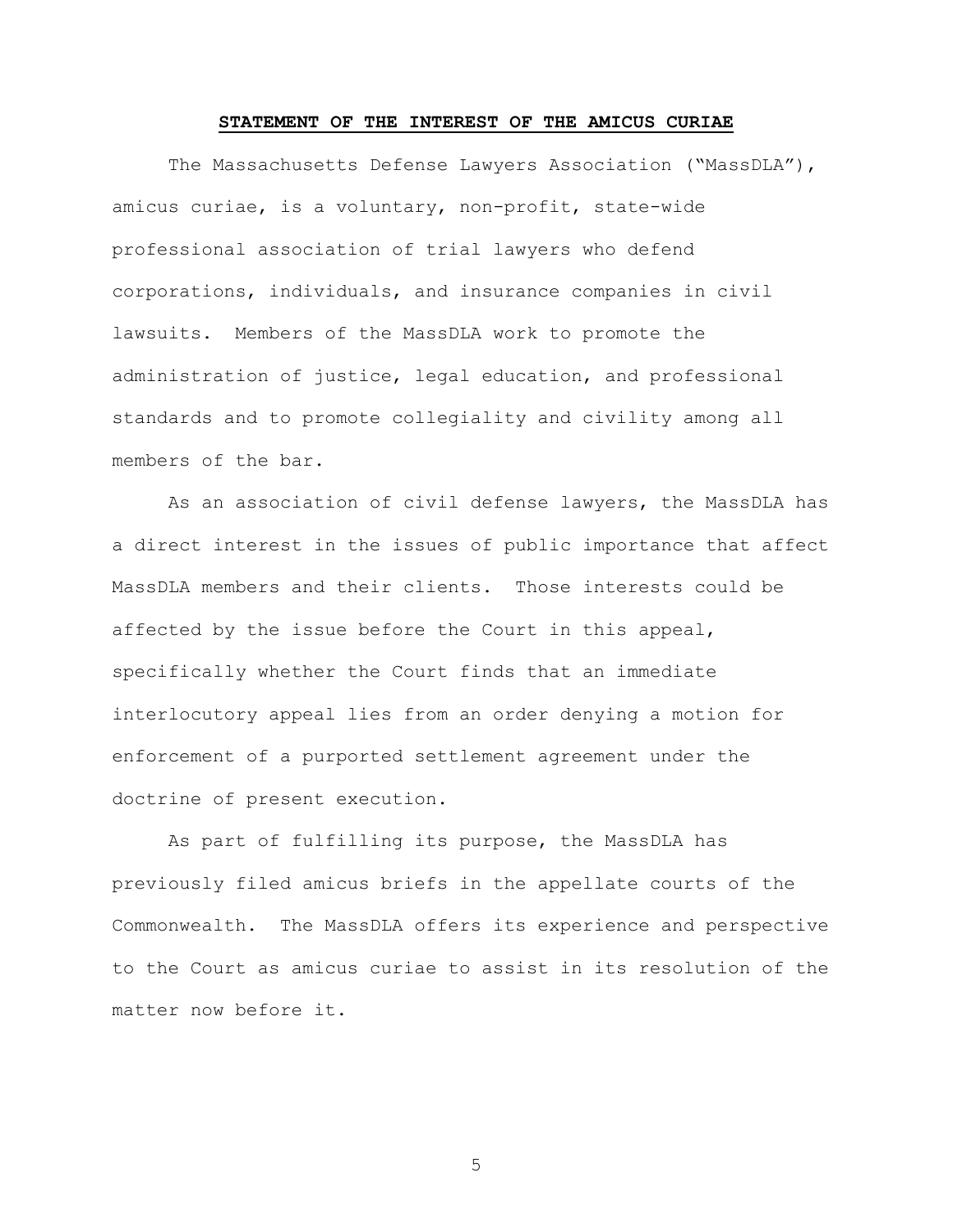## STATEMENT OF THE INTEREST OF THE AMICUS CURIAE

The Massachusetts Defense Lawyers Association ("MassDLA"), amicus curiae, is a voluntary, non-profit, state-wide professional association of trial lawyers who defend corporations, individuals, and insurance companies in civil lawsuits. Members of the MassDLA work to promote the administration of justice, legal education, and professional standards and to promote collegiality and civility among all members of the bar.

As an association of civil defense lawyers, the MassDLA has a direct interest in the issues of public importance that affect MassDLA members and their clients. Those interests could be affected by the issue before the Court in this appeal, specifically whether the Court finds that an immediate interlocutory appeal lies from an order denying a motion for enforcement of a purported settlement agreement under the doctrine of present execution.

As part of fulfilling its purpose, the MassDLA has previously filed amicus briefs in the appellate courts of the Commonwealth. The MassDLA offers its experience and perspective to the Court as amicus curiae to assist in its resolution of the matter now before it.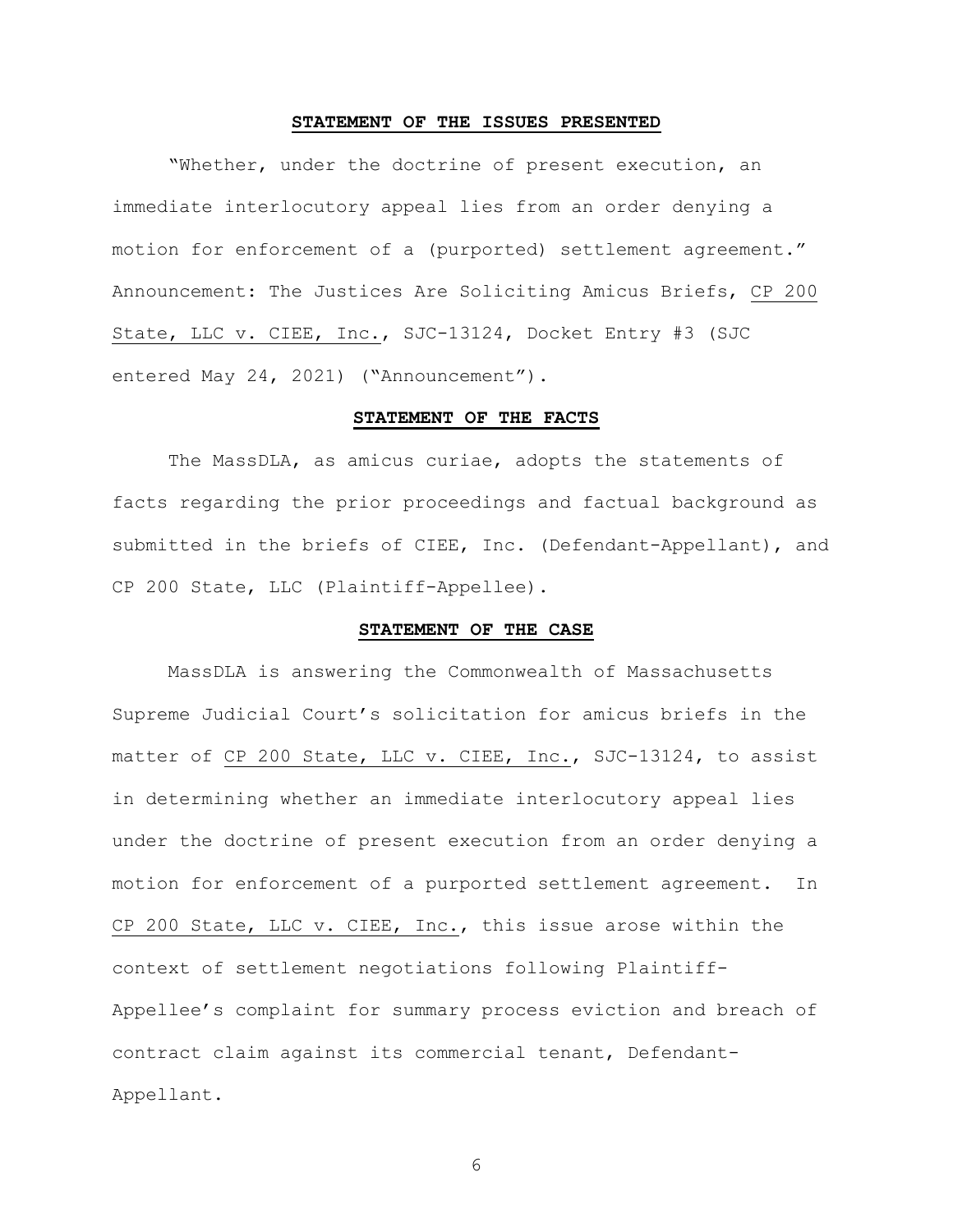## STATEMENT OF THE ISSUES PRESENTED

"Whether, under the doctrine of present execution, an immediate interlocutory appeal lies from an order denying a motion for enforcement of a (purported) settlement agreement." Announcement: The Justices Are Soliciting Amicus Briefs, CP 200 State, LLC v. CIEE, Inc., SJC-13124, Docket Entry #3 (SJC entered May 24, 2021) ("Announcement").

## STATEMENT OF THE FACTS

The MassDLA, as amicus curiae, adopts the statements of facts regarding the prior proceedings and factual background as submitted in the briefs of CIEE, Inc. (Defendant-Appellant), and CP 200 State, LLC (Plaintiff-Appellee).

## STATEMENT OF THE CASE

MassDLA is answering the Commonwealth of Massachusetts Supreme Judicial Court's solicitation for amicus briefs in the matter of CP 200 State, LLC v. CIEE, Inc., SJC-13124, to assist in determining whether an immediate interlocutory appeal lies under the doctrine of present execution from an order denying a motion for enforcement of a purported settlement agreement. In CP 200 State, LLC v. CIEE, Inc., this issue arose within the context of settlement negotiations following Plaintiff-Appellee's complaint for summary process eviction and breach of contract claim against its commercial tenant, Defendant-Appellant.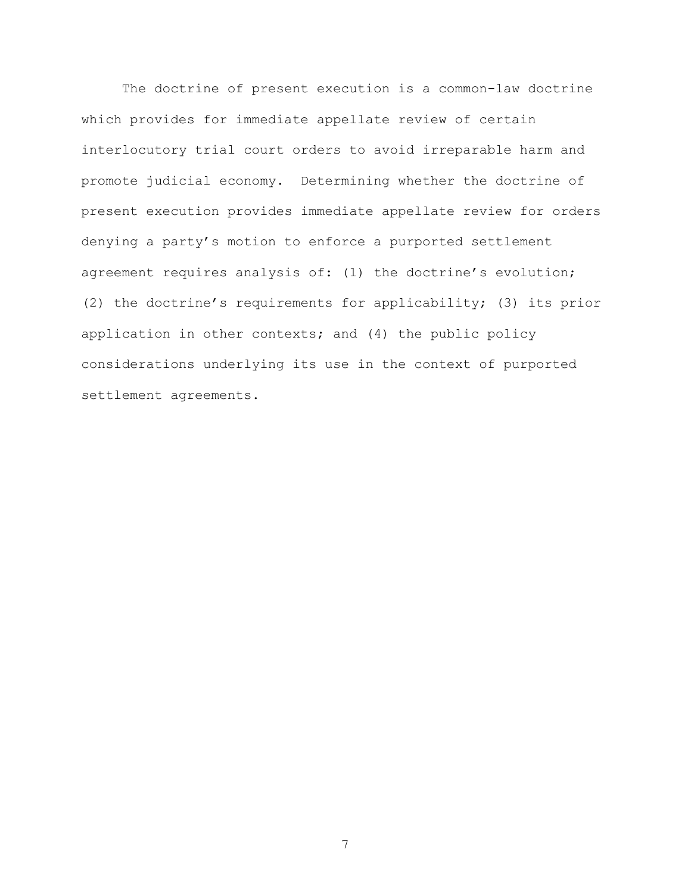The doctrine of present execution is a common-law doctrine which provides for immediate appellate review of certain interlocutory trial court orders to avoid irreparable harm and promote judicial economy. Determining whether the doctrine of present execution provides immediate appellate review for orders denying a party's motion to enforce a purported settlement agreement requires analysis of: (1) the doctrine's evolution; (2) the doctrine's requirements for applicability; (3) its prior application in other contexts; and (4) the public policy considerations underlying its use in the context of purported settlement agreements.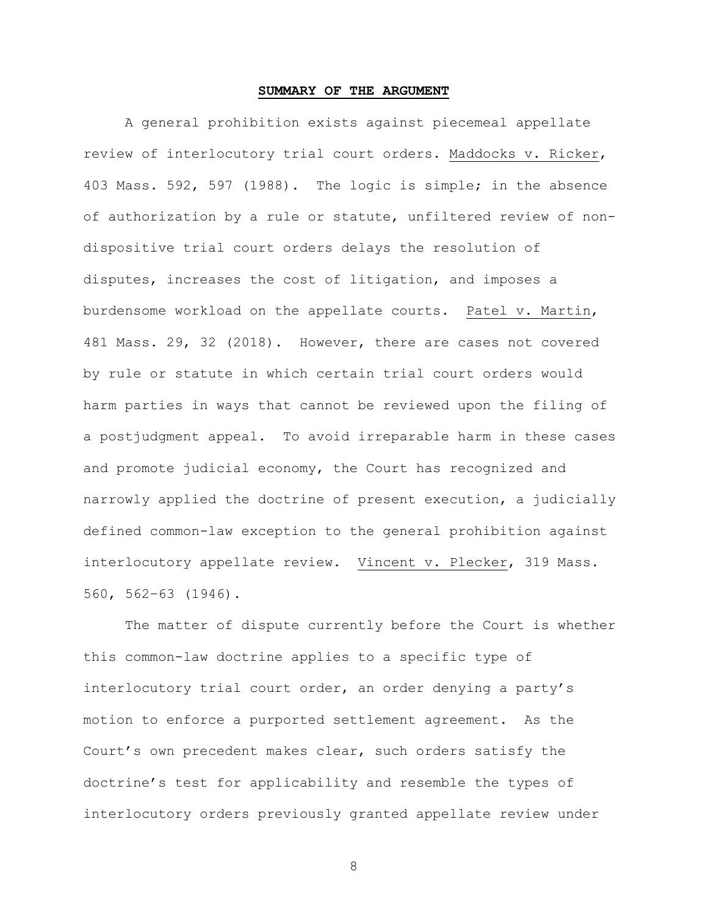## **SUMMARY OF THE ARGUMENT**

A general prohibition exists against piecemeal appellate review of interlocutory trial court orders. Maddocks v. Ricker, 403 Mass. 592, 597 (1988). The logic is simple; in the absence of authorization by a rule or statute, unfiltered review of non-dispositive trial court orders delays the resolution of disputes, increases the cost of litigation, and imposes a burdensome workload on the appellate courts. Patel v. Martin, 481 Mass. 29, 32 (2018). However, there are cases not covered by rule or statute in which certain trial court orders would harm parties in ways that cannot be reviewed upon the filing of a postjudgment appeal. To avoid irreparable harm in these cases and promote judicial economy, the Court has recognized and narrowly applied the doctrine of present execution, a judicially defined common-law exception to the general prohibition against interlocutory appellate review. Vincent v. Plecker, 319 Mass. 560, 562–63 (1946).

The matter of dispute currently before the Court is whether this common-law doctrine applies to a specific type of interlocutory trial court order, an order denying a party's motion to enforce a purported settlement agreement. As the Court's own precedent makes clear, such orders satisfy the doctrine's test for applicability and resemble the types of interlocutory orders previously granted appellate review under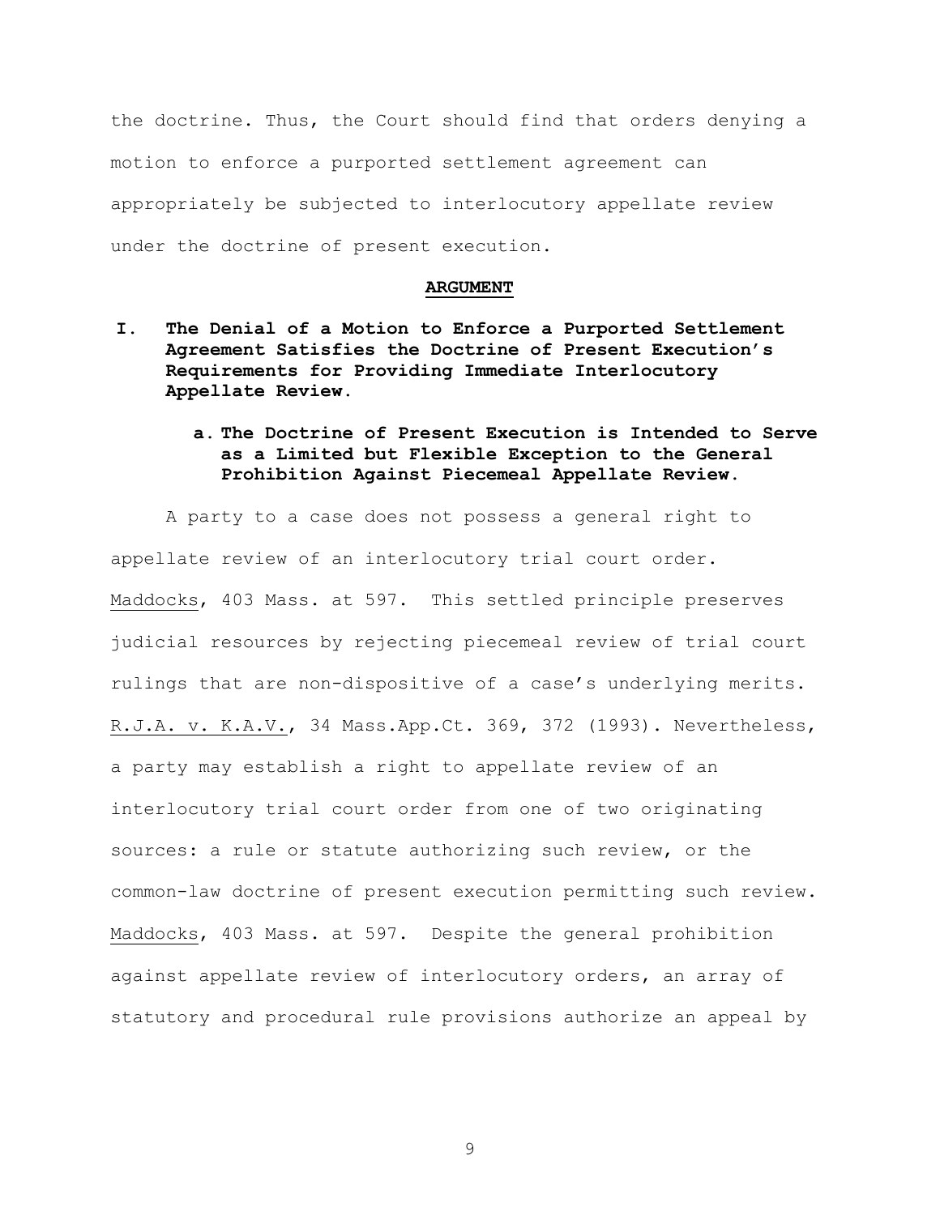the doctrine. Thus, the Court should find that orders denying a motion to enforce a purported settlement agreement can appropriately be subjected to interlocutory appellate review under the doctrine of present execution.

## ARGUMENT

### I. The Denial of a Motion to Enforce a Purported Settlement Agreement Satisfies the Doctrine of Present Execution's Requirements for Providing Immediate Interlocutory Appellate Review.

#### a. The Doctrine of Present Execution is Intended to Serve as a Limited but Flexible Exception to the General Prohibition Against Piecemeal Appellate Review.

A party to a case does not possess a general right to appellate review of an interlocutory trial court order. Maddocks, 403 Mass. at 597. This settled principle preserves judicial resources by rejecting piecemeal review of trial court rulings that are non-dispositive of a case's underlying merits. R.J.A. v. K.A.V., 34 Mass.App.Ct. 369, 372 (1993). Nevertheless, a party may establish a right to appellate review of an interlocutory trial court order from one of two originating sources: a rule or statute authorizing such review, or the common-law doctrine of present execution permitting such review. Maddocks, 403 Mass. at 597. Despite the general prohibition against appellate review of interlocutory orders, an array of statutory and procedural rule provisions authorize an appeal by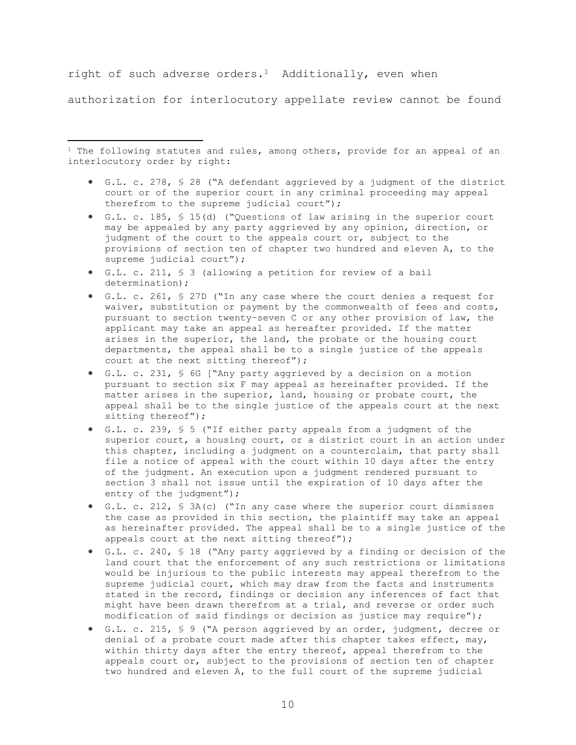right of such adverse orders.[1] Additionally, even when authorization for interlocutory appellate review cannot be found

---

[1] The following statutes and rules, among others, provide for an appeal of an interlocutory order by right:

- G.L. c. 278, § 28 ("A defendant aggrieved by a judgment of the district court or of the superior court in any criminal proceeding may appeal therefrom to the supreme judicial court");
- G.L. c. 185, § 15(d) ("Questions of law arising in the superior court may be appealed by any party aggrieved by any opinion, direction, or judgment of the court to the appeals court or, subject to the provisions of section ten of chapter two hundred and eleven A, to the supreme judicial court");
- G.L. c. 211, § 3 (allowing a petition for review of a bail determination);
- G.L. c. 261, § 27D ("In any case where the court denies a request for waiver, substitution or payment by the commonwealth of fees and costs, pursuant to section twenty-seven C or any other provision of law, the applicant may take an appeal as hereafter provided. If the matter arises in the superior, the land, the probate or the housing court departments, the appeal shall be to a single justice of the appeals court at the next sitting thereof");
- G.L. c. 231, § 6G ["Any party aggrieved by a decision on a motion pursuant to section six F may appeal as hereinafter provided. If the matter arises in the superior, land, housing or probate court, the appeal shall be to the single justice of the appeals court at the next sitting thereof");
- G.L. c. 239, § 5 ("If either party appeals from a judgment of the superior court, a housing court, or a district court in an action under this chapter, including a judgment on a counterclaim, that party shall file a notice of appeal with the court within 10 days after the entry of the judgment. An execution upon a judgment rendered pursuant to section 3 shall not issue until the expiration of 10 days after the entry of the judgment");
- G.L. c. 212, § 3A(c) ("In any case where the superior court dismisses the case as provided in this section, the plaintiff may take an appeal as hereinafter provided. The appeal shall be to a single justice of the appeals court at the next sitting thereof");
- G.L. c. 240, § 18 ("Any party aggrieved by a finding or decision of the land court that the enforcement of any such restrictions or limitations would be injurious to the public interests may appeal therefrom to the supreme judicial court, which may draw from the facts and instruments stated in the record, findings or decision any inferences of fact that might have been drawn therefrom at a trial, and reverse or order such modification of said findings or decision as justice may require");
- G.L. c. 215, § 9 ("A person aggrieved by an order, judgment, decree or denial of a probate court made after this chapter takes effect, may, within thirty days after the entry thereof, appeal therefrom to the appeals court or, subject to the provisions of section ten of chapter two hundred and eleven A, to the full court of the supreme judicial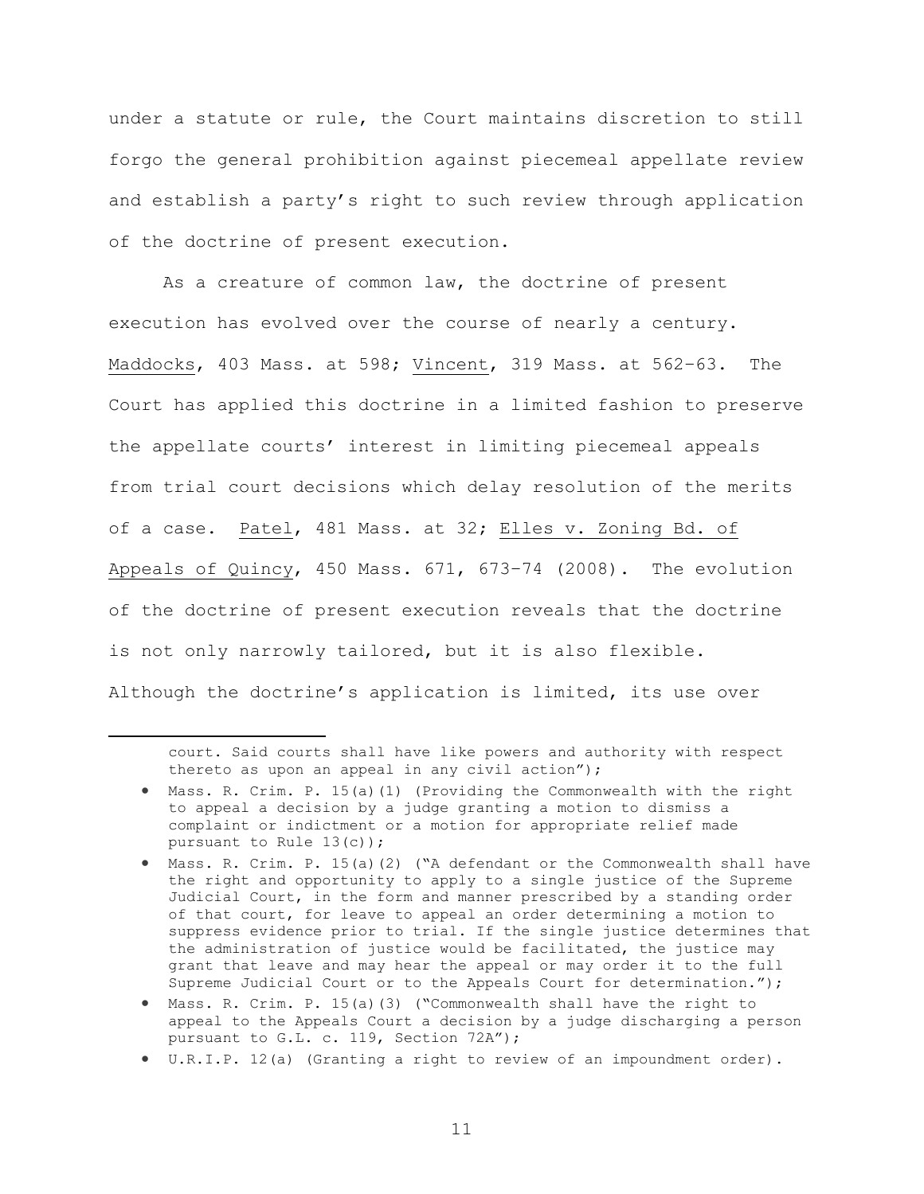under a statute or rule, the Court maintains discretion to still forgo the general prohibition against piecemeal appellate review and establish a party's right to such review through application of the doctrine of present execution.

As a creature of common law, the doctrine of present execution has evolved over the course of nearly a century. Maddocks, 403 Mass. at 598; Vincent, 319 Mass. at 562–63. The Court has applied this doctrine in a limited fashion to preserve the appellate courts' interest in limiting piecemeal appeals from trial court decisions which delay resolution of the merits of a case. Patel, 481 Mass. at 32; Elles v. Zoning Bd. of Appeals of Quincy, 450 Mass. 671, 673–74 (2008). The evolution of the doctrine of present execution reveals that the doctrine is not only narrowly tailored, but it is also flexible. Although the doctrine's application is limited, its use over

---

court. Said courts shall have like powers and authority with respect thereto as upon an appeal in any civil action");

- Mass. R. Crim. P. 15(a)(1) (Providing the Commonwealth with the right to appeal a decision by a judge granting a motion to dismiss a complaint or indictment or a motion for appropriate relief made pursuant to Rule 13(c));
- Mass. R. Crim. P. 15(a)(2) ("A defendant or the Commonwealth shall have the right and opportunity to apply to a single justice of the Supreme Judicial Court, in the form and manner prescribed by a standing order of that court, for leave to appeal an order determining a motion to suppress evidence prior to trial. If the single justice determines that the administration of justice would be facilitated, the justice may grant that leave and may hear the appeal or may order it to the full Supreme Judicial Court or to the Appeals Court for determination.");
- Mass. R. Crim. P. 15(a)(3) ("Commonwealth shall have the right to appeal to the Appeals Court a decision by a judge discharging a person pursuant to G.L. c. 119, Section 72A");
- U.R.I.P. 12(a) (Granting a right to review of an impoundment order).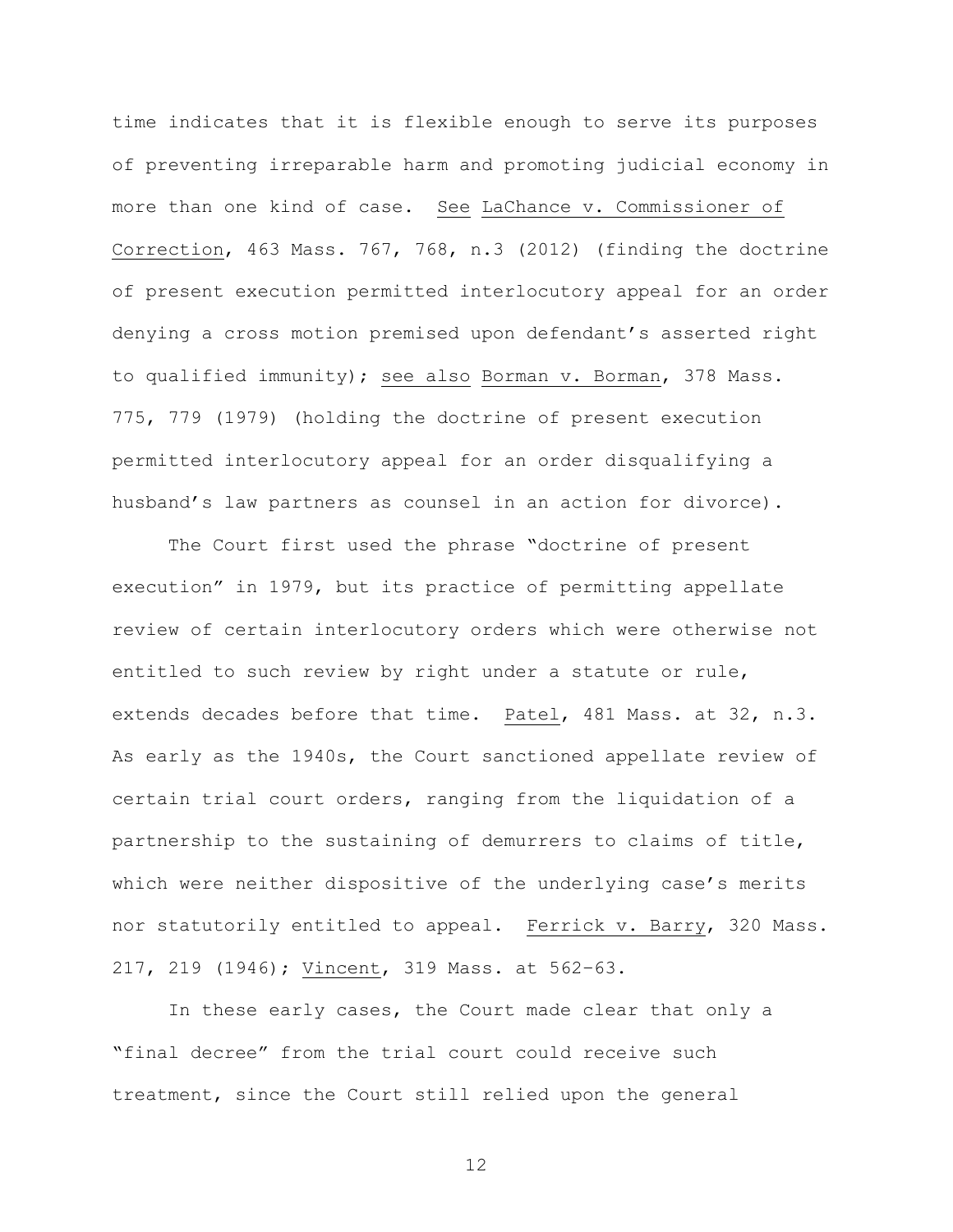time indicates that it is flexible enough to serve its purposes of preventing irreparable harm and promoting judicial economy in more than one kind of case. See LaChance v. Commissioner of Correction, 463 Mass. 767, 768, n.3 (2012) (finding the doctrine of present execution permitted interlocutory appeal for an order denying a cross motion premised upon defendant's asserted right to qualified immunity); see also Borman v. Borman, 378 Mass. 775, 779 (1979) (holding the doctrine of present execution permitted interlocutory appeal for an order disqualifying a husband's law partners as counsel in an action for divorce).

The Court first used the phrase "doctrine of present execution" in 1979, but its practice of permitting appellate review of certain interlocutory orders which were otherwise not entitled to such review by right under a statute or rule, extends decades before that time. Patel, 481 Mass. at 32, n.3. As early as the 1940s, the Court sanctioned appellate review of certain trial court orders, ranging from the liquidation of a partnership to the sustaining of demurrers to claims of title, which were neither dispositive of the underlying case's merits nor statutorily entitled to appeal. Ferrick v. Barry, 320 Mass. 217, 219 (1946); Vincent, 319 Mass. at 562–63.

In these early cases, the Court made clear that only a "final decree" from the trial court could receive such treatment, since the Court still relied upon the general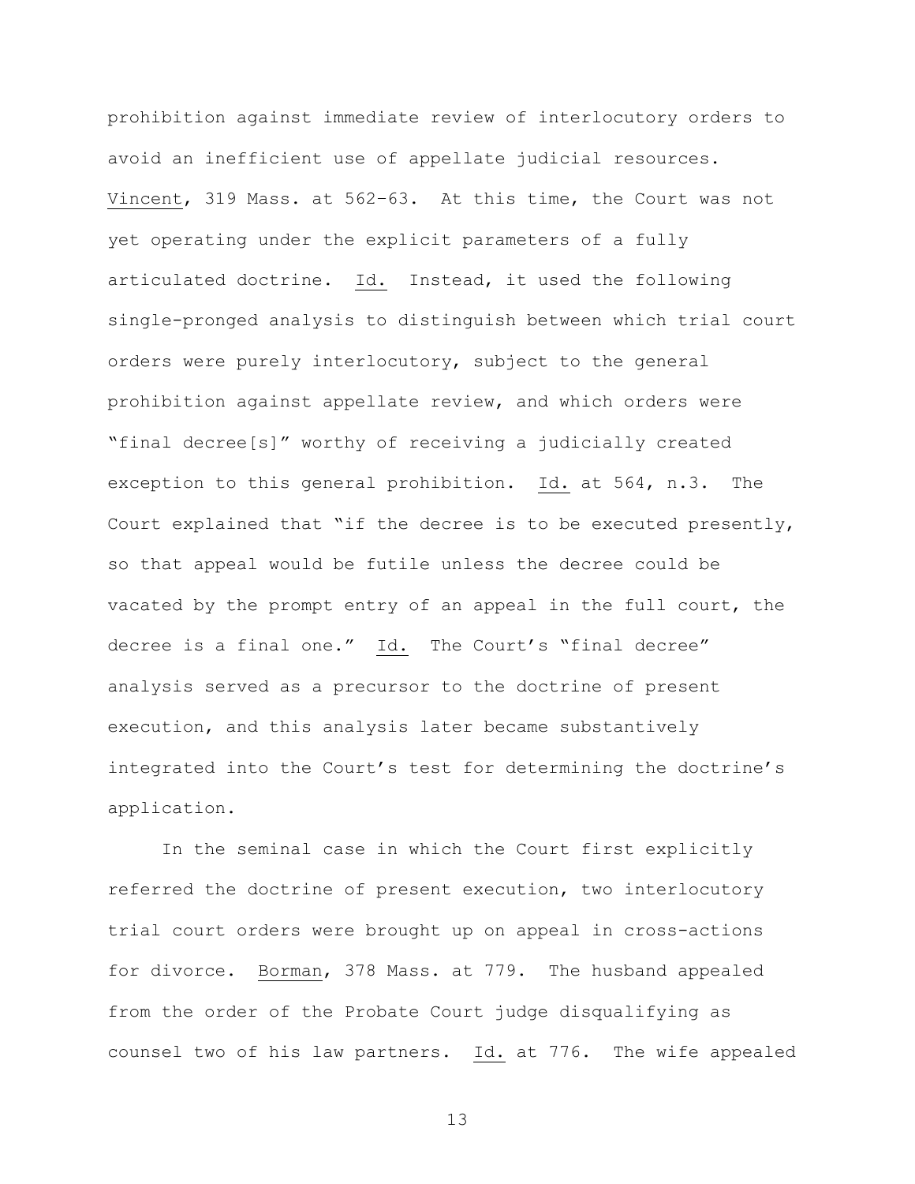prohibition against immediate review of interlocutory orders to avoid an inefficient use of appellate judicial resources. Vincent, 319 Mass. at 562–63. At this time, the Court was not yet operating under the explicit parameters of a fully articulated doctrine. Id. Instead, it used the following single-pronged analysis to distinguish between which trial court orders were purely interlocutory, subject to the general prohibition against appellate review, and which orders were "final decree[s]" worthy of receiving a judicially created exception to this general prohibition. Id. at 564, n.3. The Court explained that "if the decree is to be executed presently, so that appeal would be futile unless the decree could be vacated by the prompt entry of an appeal in the full court, the decree is a final one." Id. The Court's "final decree" analysis served as a precursor to the doctrine of present execution, and this analysis later became substantively integrated into the Court's test for determining the doctrine's application.

In the seminal case in which the Court first explicitly referred the doctrine of present execution, two interlocutory trial court orders were brought up on appeal in cross-actions for divorce. Borman, 378 Mass. at 779. The husband appealed from the order of the Probate Court judge disqualifying as counsel two of his law partners. Id. at 776. The wife appealed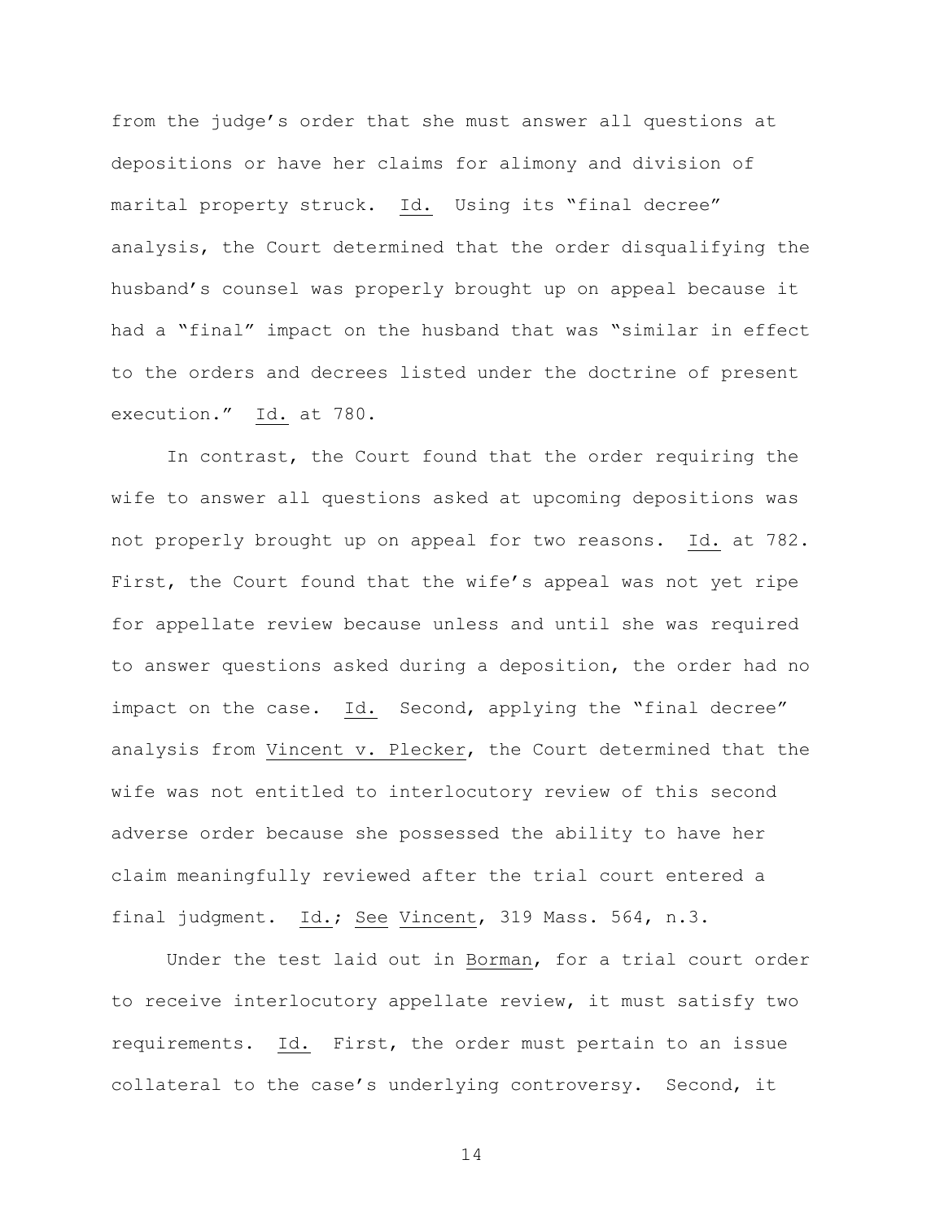from the judge's order that she must answer all questions at depositions or have her claims for alimony and division of marital property struck. Id. Using its "final decree" analysis, the Court determined that the order disqualifying the husband's counsel was properly brought up on appeal because it had a "final" impact on the husband that was "similar in effect to the orders and decrees listed under the doctrine of present execution." Id. at 780.

In contrast, the Court found that the order requiring the wife to answer all questions asked at upcoming depositions was not properly brought up on appeal for two reasons. Id. at 782. First, the Court found that the wife's appeal was not yet ripe for appellate review because unless and until she was required to answer questions asked during a deposition, the order had no impact on the case. Id. Second, applying the "final decree" analysis from Vincent v. Plecker, the Court determined that the wife was not entitled to interlocutory review of this second adverse order because she possessed the ability to have her claim meaningfully reviewed after the trial court entered a final judgment. Id.; See Vincent, 319 Mass. 564, n.3.

Under the test laid out in Borman, for a trial court order to receive interlocutory appellate review, it must satisfy two requirements. Id. First, the order must pertain to an issue collateral to the case's underlying controversy. Second, it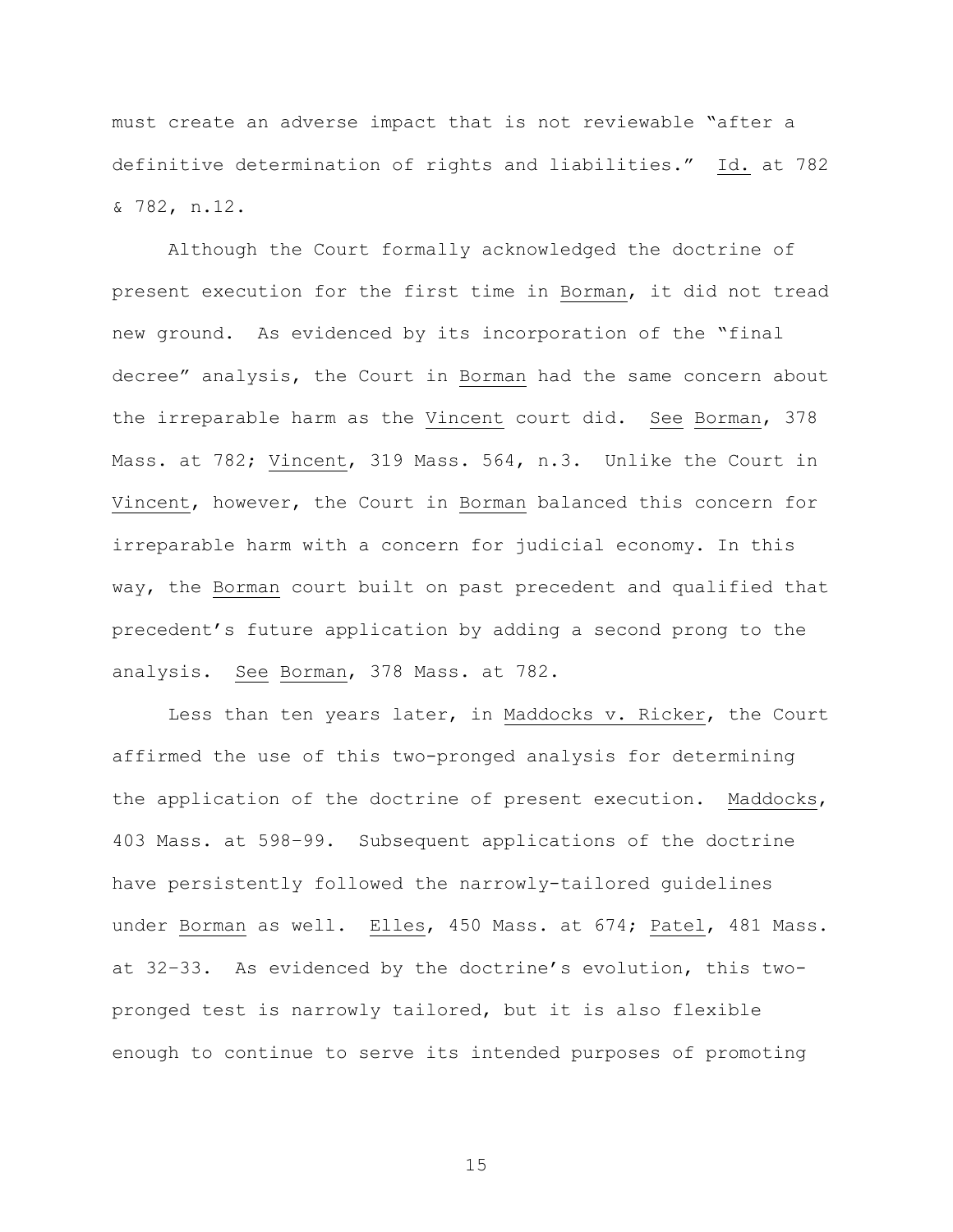must create an adverse impact that is not reviewable "after a definitive determination of rights and liabilities." Id. at 782 & 782, n.12.

Although the Court formally acknowledged the doctrine of present execution for the first time in Borman, it did not tread new ground. As evidenced by its incorporation of the "final decree" analysis, the Court in Borman had the same concern about the irreparable harm as the Vincent court did. See Borman, 378 Mass. at 782; Vincent, 319 Mass. 564, n.3. Unlike the Court in Vincent, however, the Court in Borman balanced this concern for irreparable harm with a concern for judicial economy. In this way, the Borman court built on past precedent and qualified that precedent's future application by adding a second prong to the analysis. See Borman, 378 Mass. at 782.

Less than ten years later, in Maddocks v. Ricker, the Court affirmed the use of this two-pronged analysis for determining the application of the doctrine of present execution. Maddocks, 403 Mass. at 598–99. Subsequent applications of the doctrine have persistently followed the narrowly-tailored guidelines under Borman as well. Elles, 450 Mass. at 674; Patel, 481 Mass. at 32–33. As evidenced by the doctrine's evolution, this two-pronged test is narrowly tailored, but it is also flexible enough to continue to serve its intended purposes of promoting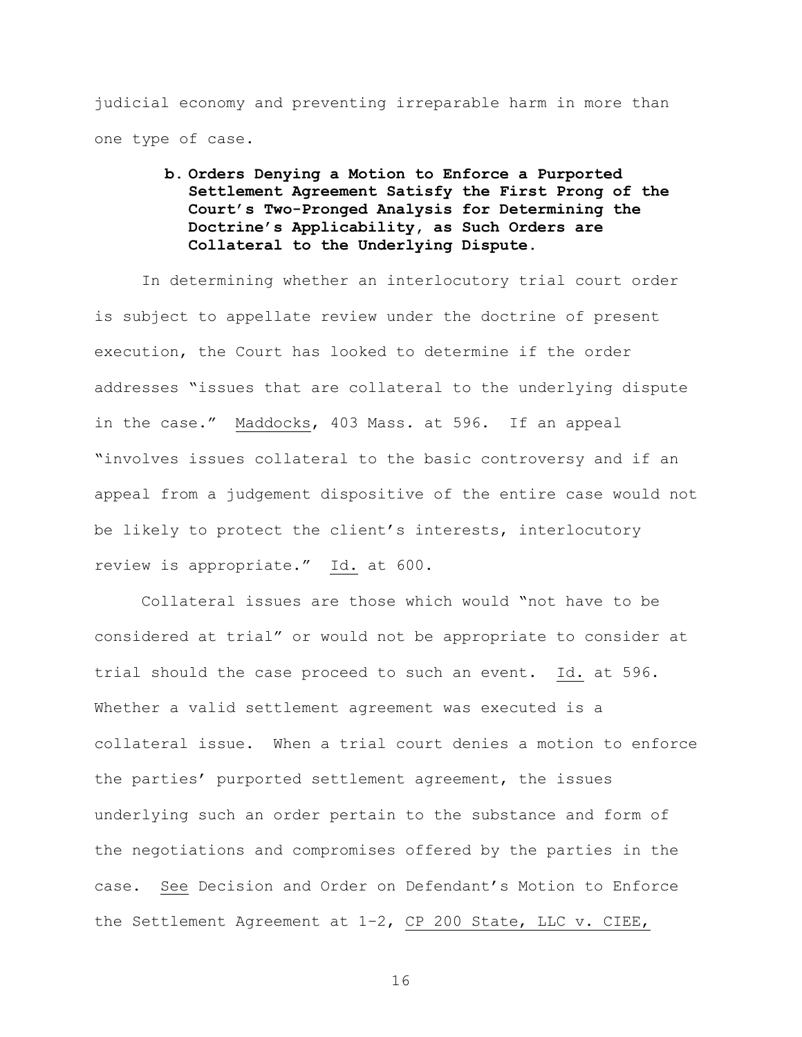judicial economy and preventing irreparable harm in more than one type of case.

**b. Orders Denying a Motion to Enforce a Purported Settlement Agreement Satisfy the First Prong of the Court's Two-Pronged Analysis for Determining the Doctrine's Applicability, as Such Orders are Collateral to the Underlying Dispute.**

In determining whether an interlocutory trial court order is subject to appellate review under the doctrine of present execution, the Court has looked to determine if the order addresses "issues that are collateral to the underlying dispute in the case." Maddocks, 403 Mass. at 596. If an appeal "involves issues collateral to the basic controversy and if an appeal from a judgement dispositive of the entire case would not be likely to protect the client's interests, interlocutory review is appropriate." Id. at 600.

Collateral issues are those which would "not have to be considered at trial" or would not be appropriate to consider at trial should the case proceed to such an event. Id. at 596. Whether a valid settlement agreement was executed is a collateral issue. When a trial court denies a motion to enforce the parties' purported settlement agreement, the issues underlying such an order pertain to the substance and form of the negotiations and compromises offered by the parties in the case. See Decision and Order on Defendant's Motion to Enforce the Settlement Agreement at 1–2, CP 200 State, LLC v. CIEE,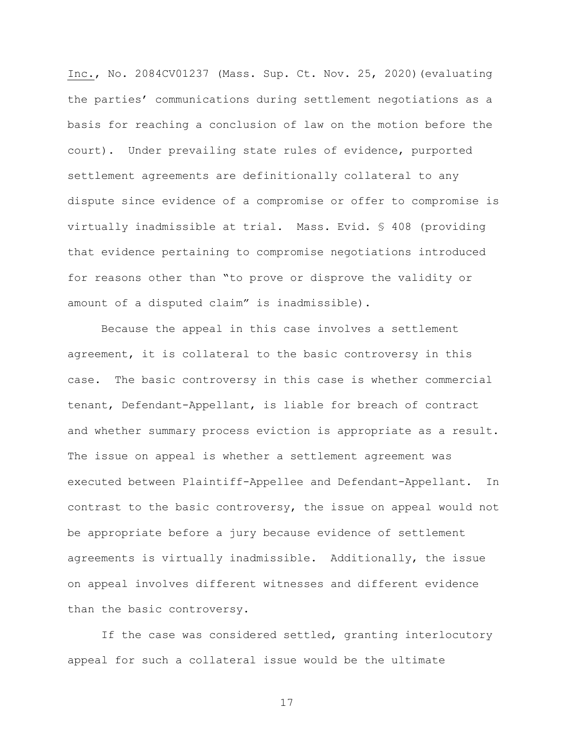Inc., No. 2084CV01237 (Mass. Sup. Ct. Nov. 25, 2020)(evaluating the parties' communications during settlement negotiations as a basis for reaching a conclusion of law on the motion before the court). Under prevailing state rules of evidence, purported settlement agreements are definitionally collateral to any dispute since evidence of a compromise or offer to compromise is virtually inadmissible at trial. Mass. Evid. § 408 (providing that evidence pertaining to compromise negotiations introduced for reasons other than "to prove or disprove the validity or amount of a disputed claim" is inadmissible).

Because the appeal in this case involves a settlement agreement, it is collateral to the basic controversy in this case. The basic controversy in this case is whether commercial tenant, Defendant-Appellant, is liable for breach of contract and whether summary process eviction is appropriate as a result. The issue on appeal is whether a settlement agreement was executed between Plaintiff-Appellee and Defendant-Appellant. In contrast to the basic controversy, the issue on appeal would not be appropriate before a jury because evidence of settlement agreements is virtually inadmissible. Additionally, the issue on appeal involves different witnesses and different evidence than the basic controversy.

If the case was considered settled, granting interlocutory appeal for such a collateral issue would be the ultimate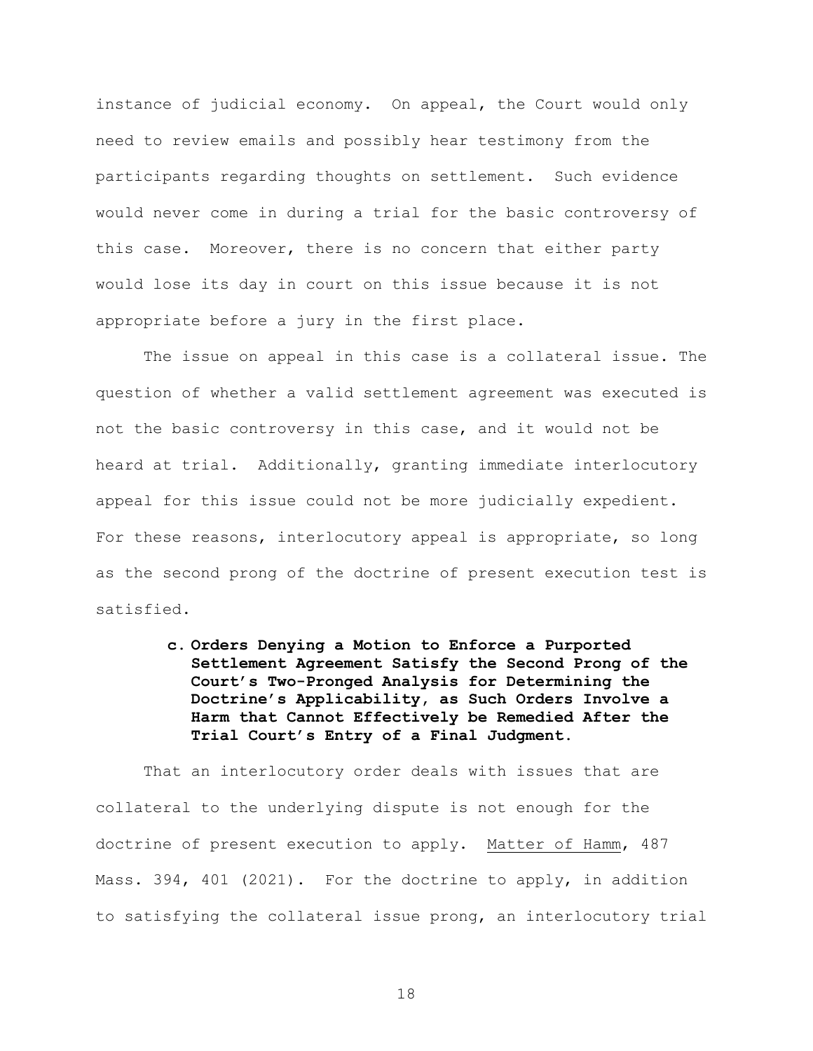instance of judicial economy. On appeal, the Court would only need to review emails and possibly hear testimony from the participants regarding thoughts on settlement. Such evidence would never come in during a trial for the basic controversy of this case. Moreover, there is no concern that either party would lose its day in court on this issue because it is not appropriate before a jury in the first place.

The issue on appeal in this case is a collateral issue. The question of whether a valid settlement agreement was executed is not the basic controversy in this case, and it would not be heard at trial. Additionally, granting immediate interlocutory appeal for this issue could not be more judicially expedient. For these reasons, interlocutory appeal is appropriate, so long as the second prong of the doctrine of present execution test is satisfied.

**c. Orders Denying a Motion to Enforce a Purported Settlement Agreement Satisfy the Second Prong of the Court's Two-Pronged Analysis for Determining the Doctrine's Applicability, as Such Orders Involve a Harm that Cannot Effectively be Remedied After the Trial Court's Entry of a Final Judgment.**

That an interlocutory order deals with issues that are collateral to the underlying dispute is not enough for the doctrine of present execution to apply. Matter of Hamm, 487 Mass. 394, 401 (2021). For the doctrine to apply, in addition to satisfying the collateral issue prong, an interlocutory trial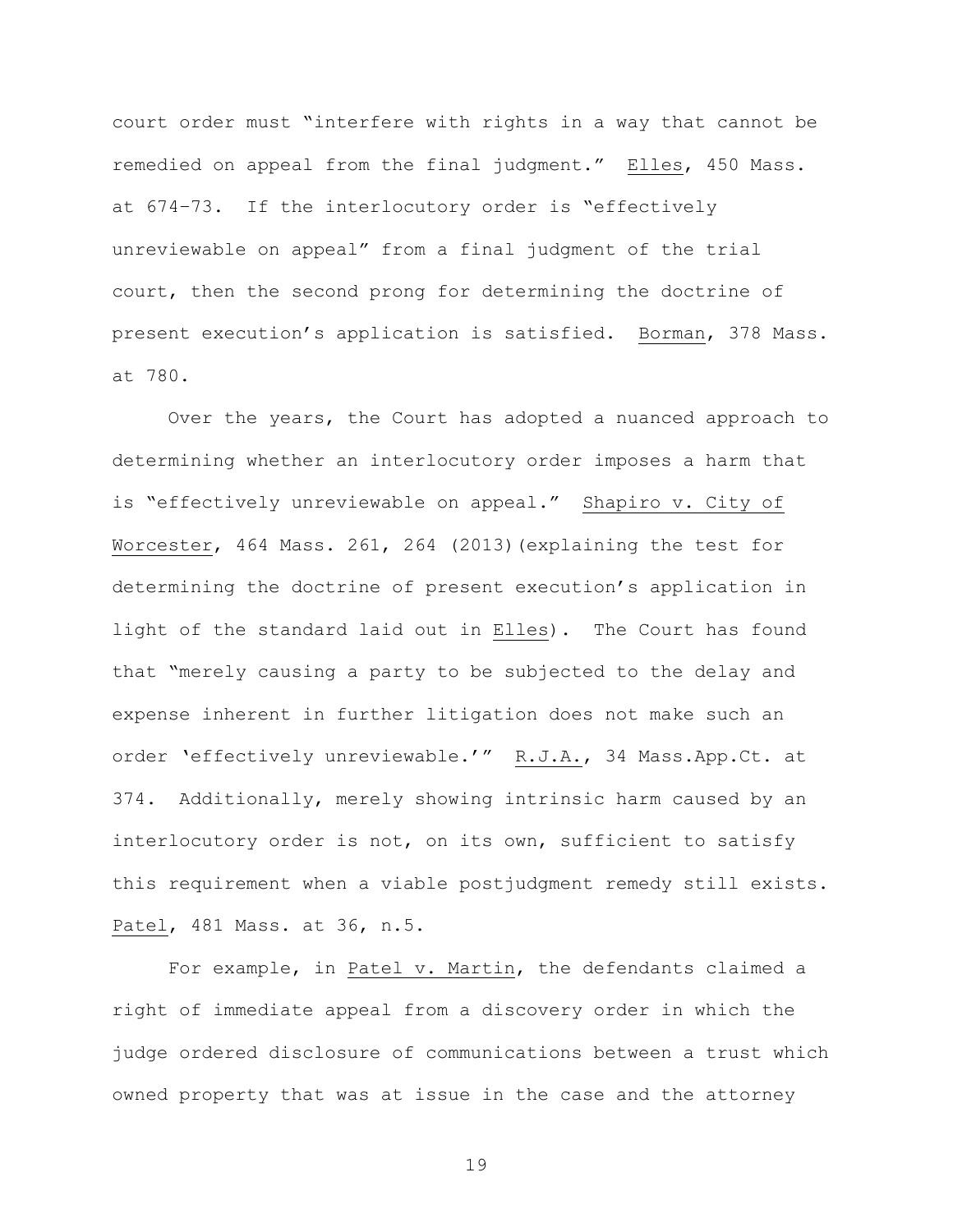court order must "interfere with rights in a way that cannot be remedied on appeal from the final judgment." Elles, 450 Mass. at 674-73. If the interlocutory order is "effectively unreviewable on appeal" from a final judgment of the trial court, then the second prong for determining the doctrine of present execution's application is satisfied. Borman, 378 Mass. at 780.

Over the years, the Court has adopted a nuanced approach to determining whether an interlocutory order imposes a harm that is "effectively unreviewable on appeal." Shapiro v. City of Worcester, 464 Mass. 261, 264 (2013)(explaining the test for determining the doctrine of present execution's application in light of the standard laid out in Elles). The Court has found that "merely causing a party to be subjected to the delay and expense inherent in further litigation does not make such an order 'effectively unreviewable.'" R.J.A., 34 Mass.App.Ct. at 374. Additionally, merely showing intrinsic harm caused by an interlocutory order is not, on its own, sufficient to satisfy this requirement when a viable postjudgment remedy still exists. Patel, 481 Mass. at 36, n.5.

For example, in Patel v. Martin, the defendants claimed a right of immediate appeal from a discovery order in which the judge ordered disclosure of communications between a trust which owned property that was at issue in the case and the attorney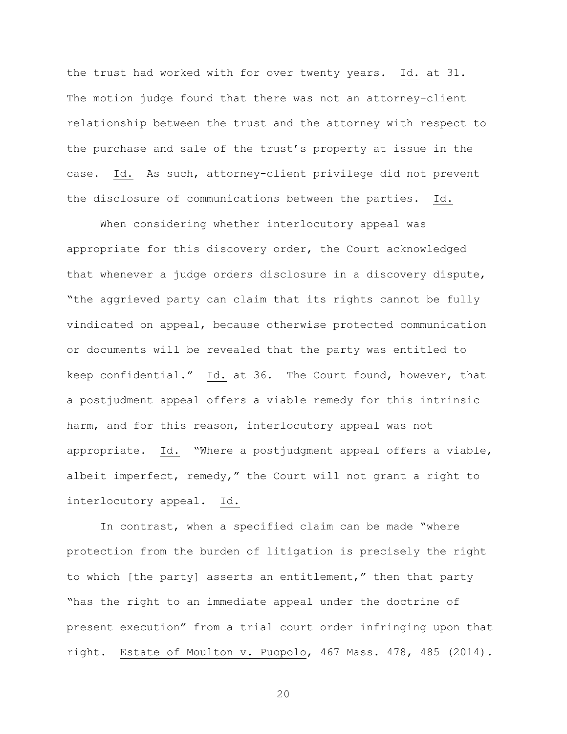the trust had worked with for over twenty years. Id. at 31. The motion judge found that there was not an attorney-client relationship between the trust and the attorney with respect to the purchase and sale of the trust's property at issue in the case. Id. As such, attorney-client privilege did not prevent the disclosure of communications between the parties. Id.

When considering whether interlocutory appeal was appropriate for this discovery order, the Court acknowledged that whenever a judge orders disclosure in a discovery dispute, "the aggrieved party can claim that its rights cannot be fully vindicated on appeal, because otherwise protected communication or documents will be revealed that the party was entitled to keep confidential." Id. at 36. The Court found, however, that a postjudment appeal offers a viable remedy for this intrinsic harm, and for this reason, interlocutory appeal was not appropriate. Id. "Where a postjudgment appeal offers a viable, albeit imperfect, remedy," the Court will not grant a right to interlocutory appeal. Id.

In contrast, when a specified claim can be made "where protection from the burden of litigation is precisely the right to which [the party] asserts an entitlement," then that party "has the right to an immediate appeal under the doctrine of present execution" from a trial court order infringing upon that right. Estate of Moulton v. Puopolo, 467 Mass. 478, 485 (2014).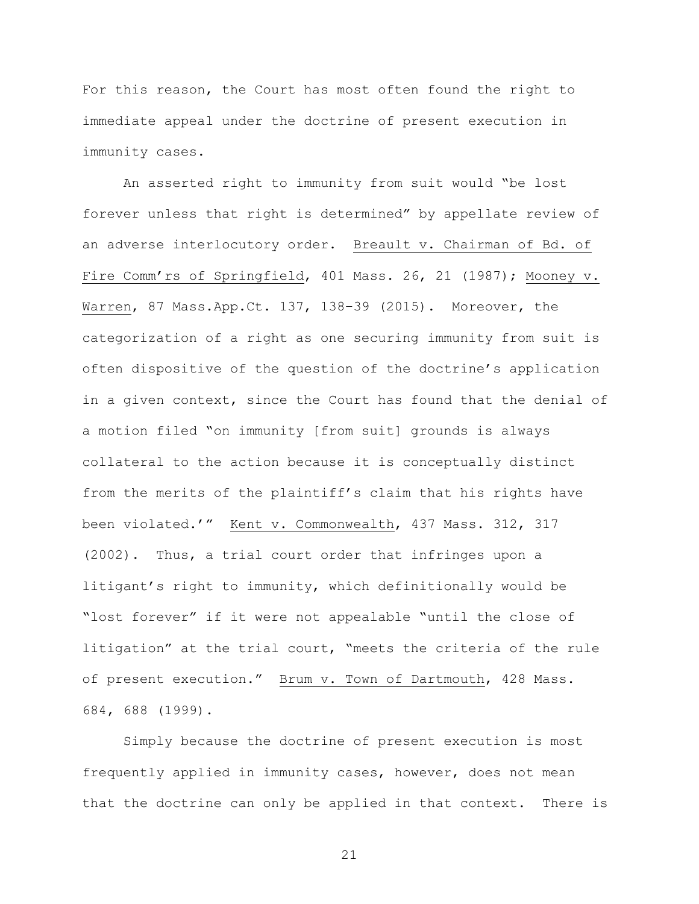For this reason, the Court has most often found the right to immediate appeal under the doctrine of present execution in immunity cases.

An asserted right to immunity from suit would "be lost forever unless that right is determined" by appellate review of an adverse interlocutory order. Breault v. Chairman of Bd. of Fire Comm'rs of Springfield, 401 Mass. 26, 21 (1987); Mooney v. Warren, 87 Mass.App.Ct. 137, 138–39 (2015). Moreover, the categorization of a right as one securing immunity from suit is often dispositive of the question of the doctrine's application in a given context, since the Court has found that the denial of a motion filed "on immunity [from suit] grounds is always collateral to the action because it is conceptually distinct from the merits of the plaintiff's claim that his rights have been violated.'" Kent v. Commonwealth, 437 Mass. 312, 317 (2002). Thus, a trial court order that infringes upon a litigant's right to immunity, which definitionally would be "lost forever" if it were not appealable "until the close of litigation" at the trial court, "meets the criteria of the rule of present execution." Brum v. Town of Dartmouth, 428 Mass. 684, 688 (1999).

Simply because the doctrine of present execution is most frequently applied in immunity cases, however, does not mean that the doctrine can only be applied in that context. There is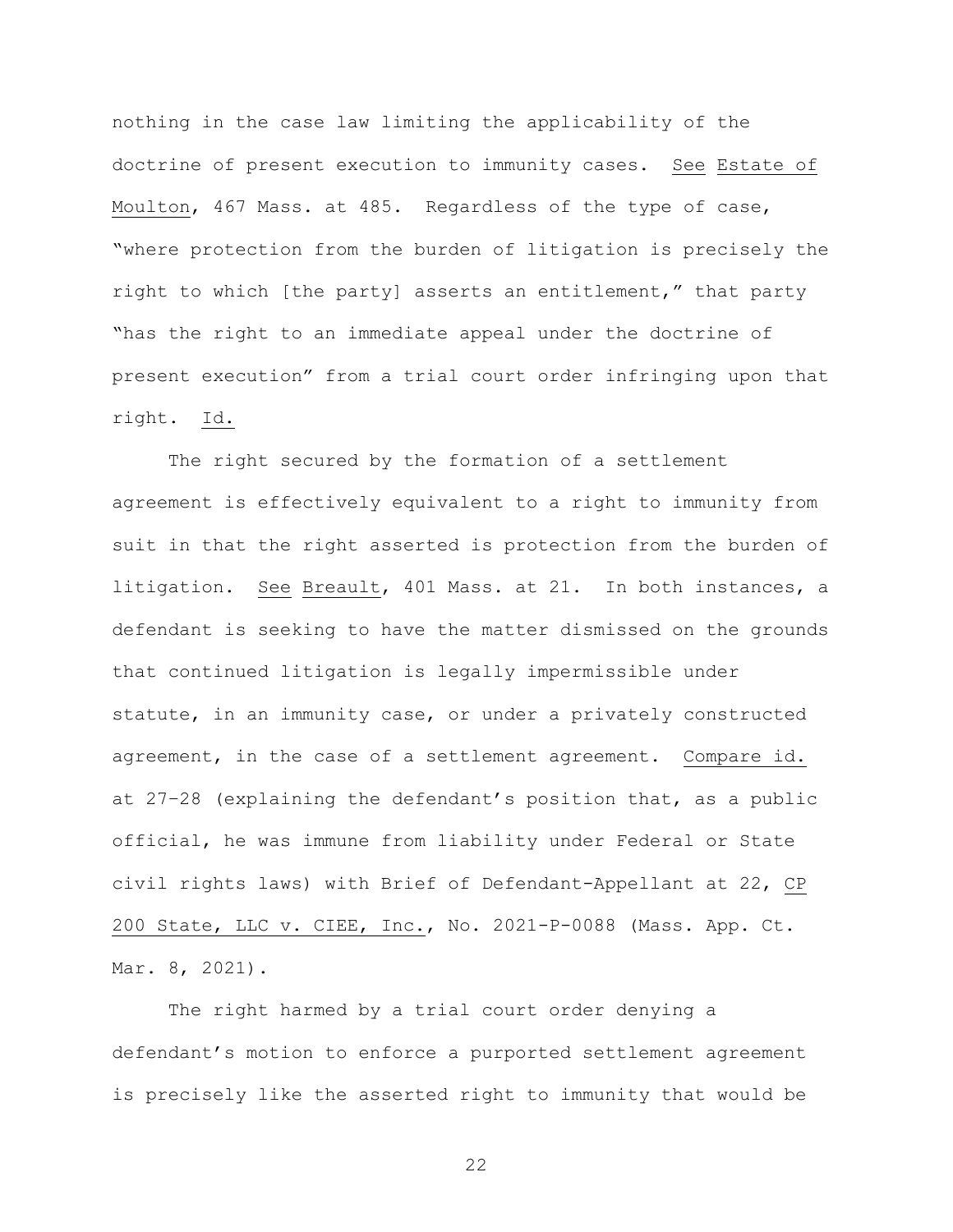nothing in the case law limiting the applicability of the doctrine of present execution to immunity cases. See Estate of Moulton, 467 Mass. at 485. Regardless of the type of case, "where protection from the burden of litigation is precisely the right to which [the party] asserts an entitlement," that party "has the right to an immediate appeal under the doctrine of present execution" from a trial court order infringing upon that right. Id.

The right secured by the formation of a settlement agreement is effectively equivalent to a right to immunity from suit in that the right asserted is protection from the burden of litigation. See Breault, 401 Mass. at 21. In both instances, a defendant is seeking to have the matter dismissed on the grounds that continued litigation is legally impermissible under statute, in an immunity case, or under a privately constructed agreement, in the case of a settlement agreement. Compare id. at 27–28 (explaining the defendant's position that, as a public official, he was immune from liability under Federal or State civil rights laws) with Brief of Defendant-Appellant at 22, CP 200 State, LLC v. CIEE, Inc., No. 2021-P-0088 (Mass. App. Ct. Mar. 8, 2021).

The right harmed by a trial court order denying a defendant's motion to enforce a purported settlement agreement is precisely like the asserted right to immunity that would be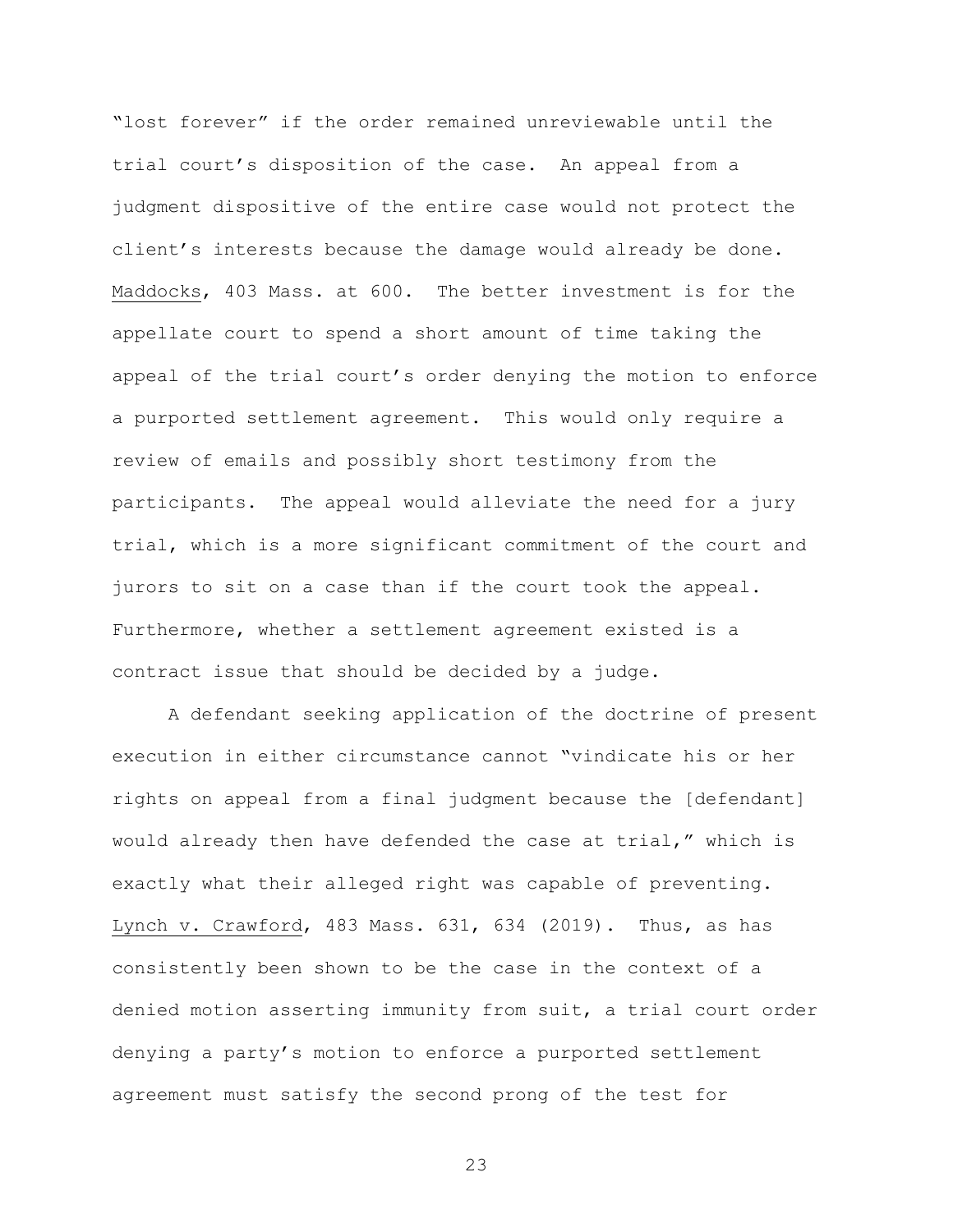"lost forever" if the order remained unreviewable until the trial court's disposition of the case. An appeal from a judgment dispositive of the entire case would not protect the client's interests because the damage would already be done. Maddocks, 403 Mass. at 600. The better investment is for the appellate court to spend a short amount of time taking the appeal of the trial court's order denying the motion to enforce a purported settlement agreement. This would only require a review of emails and possibly short testimony from the participants. The appeal would alleviate the need for a jury trial, which is a more significant commitment of the court and jurors to sit on a case than if the court took the appeal. Furthermore, whether a settlement agreement existed is a contract issue that should be decided by a judge.

A defendant seeking application of the doctrine of present execution in either circumstance cannot "vindicate his or her rights on appeal from a final judgment because the [defendant] would already then have defended the case at trial," which is exactly what their alleged right was capable of preventing. Lynch v. Crawford, 483 Mass. 631, 634 (2019). Thus, as has consistently been shown to be the case in the context of a denied motion asserting immunity from suit, a trial court order denying a party's motion to enforce a purported settlement agreement must satisfy the second prong of the test for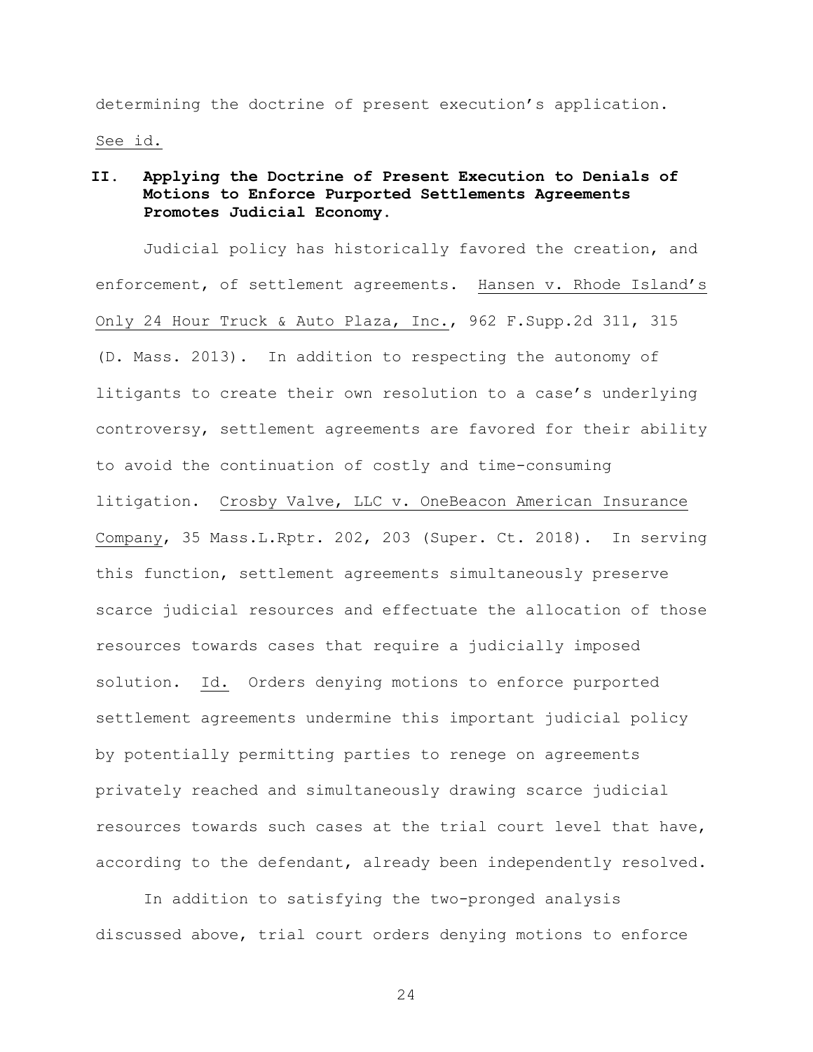determining the doctrine of present execution's application. See id.

## II. Applying the Doctrine of Present Execution to Denials of Motions to Enforce Purported Settlements Agreements Promotes Judicial Economy.

Judicial policy has historically favored the creation, and enforcement, of settlement agreements. Hansen v. Rhode Island's Only 24 Hour Truck & Auto Plaza, Inc., 962 F.Supp.2d 311, 315 (D. Mass. 2013). In addition to respecting the autonomy of litigants to create their own resolution to a case's underlying controversy, settlement agreements are favored for their ability to avoid the continuation of costly and time-consuming litigation. Crosby Valve, LLC v. OneBeacon American Insurance Company, 35 Mass.L.Rptr. 202, 203 (Super. Ct. 2018). In serving this function, settlement agreements simultaneously preserve scarce judicial resources and effectuate the allocation of those resources towards cases that require a judicially imposed solution. Id. Orders denying motions to enforce purported settlement agreements undermine this important judicial policy by potentially permitting parties to renege on agreements privately reached and simultaneously drawing scarce judicial resources towards such cases at the trial court level that have, according to the defendant, already been independently resolved.

In addition to satisfying the two-pronged analysis discussed above, trial court orders denying motions to enforce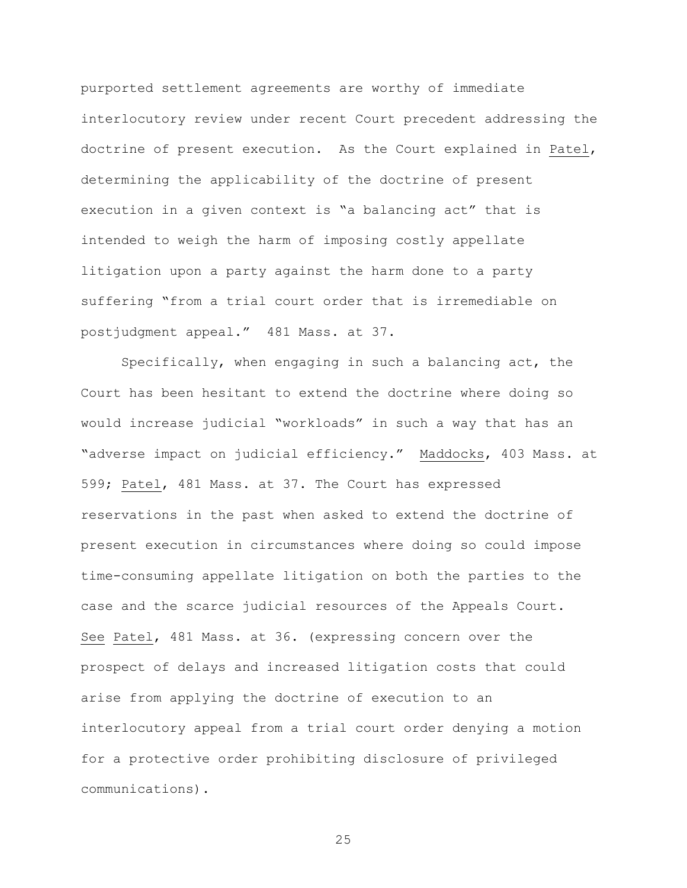purported settlement agreements are worthy of immediate interlocutory review under recent Court precedent addressing the doctrine of present execution. As the Court explained in Patel, determining the applicability of the doctrine of present execution in a given context is "a balancing act" that is intended to weigh the harm of imposing costly appellate litigation upon a party against the harm done to a party suffering "from a trial court order that is irremediable on postjudgment appeal." 481 Mass. at 37.

Specifically, when engaging in such a balancing act, the Court has been hesitant to extend the doctrine where doing so would increase judicial "workloads" in such a way that has an "adverse impact on judicial efficiency." Maddocks, 403 Mass. at 599; Patel, 481 Mass. at 37. The Court has expressed reservations in the past when asked to extend the doctrine of present execution in circumstances where doing so could impose time-consuming appellate litigation on both the parties to the case and the scarce judicial resources of the Appeals Court. See Patel, 481 Mass. at 36. (expressing concern over the prospect of delays and increased litigation costs that could arise from applying the doctrine of execution to an interlocutory appeal from a trial court order denying a motion for a protective order prohibiting disclosure of privileged communications).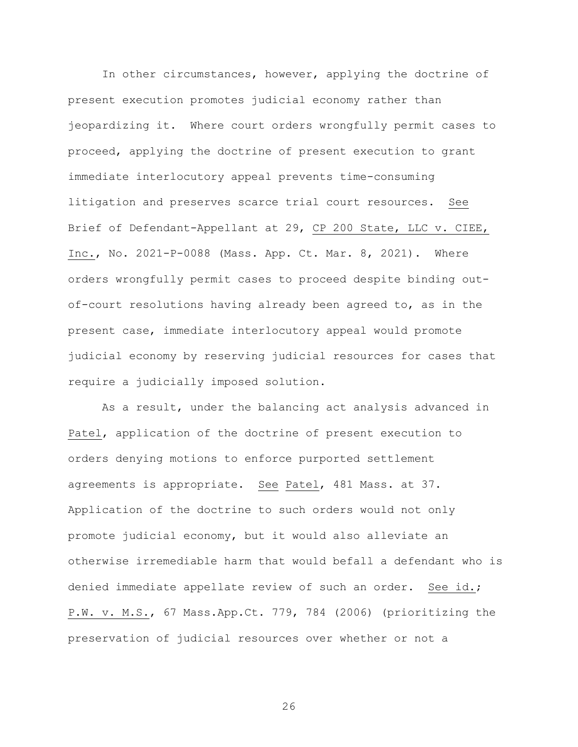In other circumstances, however, applying the doctrine of present execution promotes judicial economy rather than jeopardizing it. Where court orders wrongfully permit cases to proceed, applying the doctrine of present execution to grant immediate interlocutory appeal prevents time-consuming litigation and preserves scarce trial court resources. See Brief of Defendant-Appellant at 29, CP 200 State, LLC v. CIEE, Inc., No. 2021-P-0088 (Mass. App. Ct. Mar. 8, 2021). Where orders wrongfully permit cases to proceed despite binding out-of-court resolutions having already been agreed to, as in the present case, immediate interlocutory appeal would promote judicial economy by reserving judicial resources for cases that require a judicially imposed solution.

As a result, under the balancing act analysis advanced in Patel, application of the doctrine of present execution to orders denying motions to enforce purported settlement agreements is appropriate. See Patel, 481 Mass. at 37. Application of the doctrine to such orders would not only promote judicial economy, but it would also alleviate an otherwise irremediable harm that would befall a defendant who is denied immediate appellate review of such an order. See id.; P.W. v. M.S., 67 Mass.App.Ct. 779, 784 (2006) (prioritizing the preservation of judicial resources over whether or not a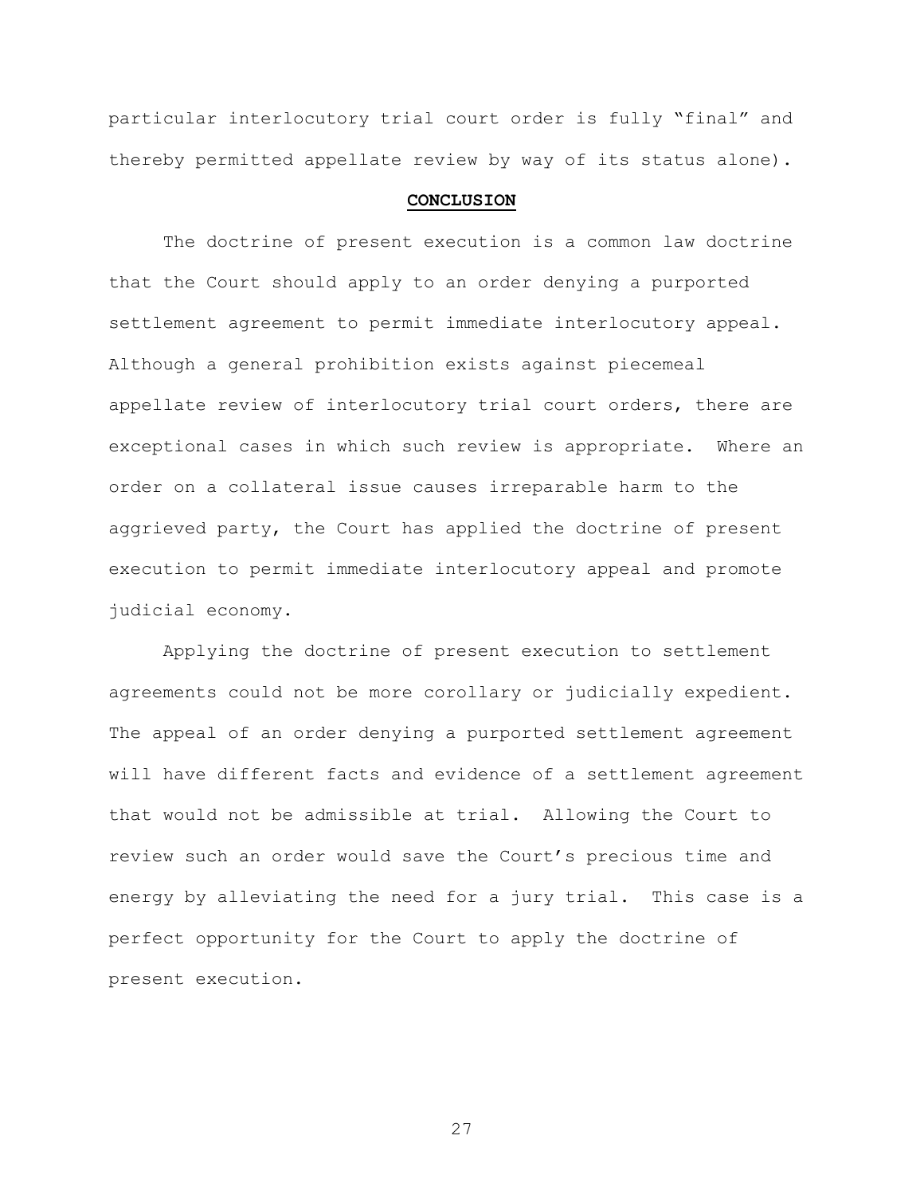particular interlocutory trial court order is fully "final" and thereby permitted appellate review by way of its status alone).

## **CONCLUSION**

The doctrine of present execution is a common law doctrine that the Court should apply to an order denying a purported settlement agreement to permit immediate interlocutory appeal. Although a general prohibition exists against piecemeal appellate review of interlocutory trial court orders, there are exceptional cases in which such review is appropriate. Where an order on a collateral issue causes irreparable harm to the aggrieved party, the Court has applied the doctrine of present execution to permit immediate interlocutory appeal and promote judicial economy.

Applying the doctrine of present execution to settlement agreements could not be more corollary or judicially expedient. The appeal of an order denying a purported settlement agreement will have different facts and evidence of a settlement agreement that would not be admissible at trial. Allowing the Court to review such an order would save the Court's precious time and energy by alleviating the need for a jury trial. This case is a perfect opportunity for the Court to apply the doctrine of present execution.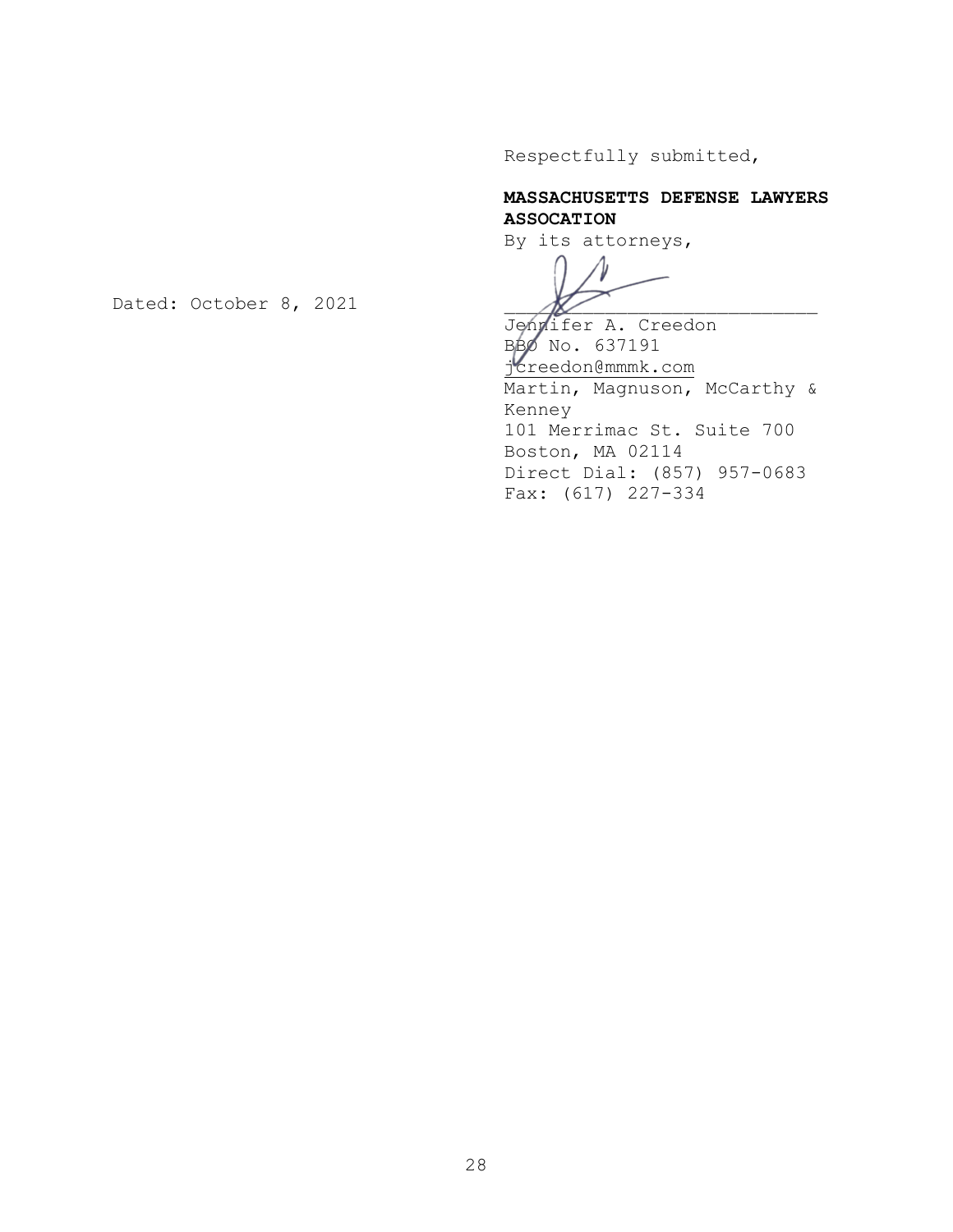Respectfully submitted,

**MASSACHUSETTS DEFENSE LAWYERS ASSOCATION**

By its attorneys,

Dated: October 8, 2021

\_\_\_\_\_\_\_\_\_\_\_\_\_\_\_\_\_\_\_\_\_\_\_\_\_\_\_\_

Jennifer A. Creedon
BBO No. 637191
jcreedon@mmmk.com
Martin, Magnuson, McCarthy & Kenney
101 Merrimac St. Suite 700
Boston, MA 02114
Direct Dial: (857) 957-0683
Fax: (617) 227-334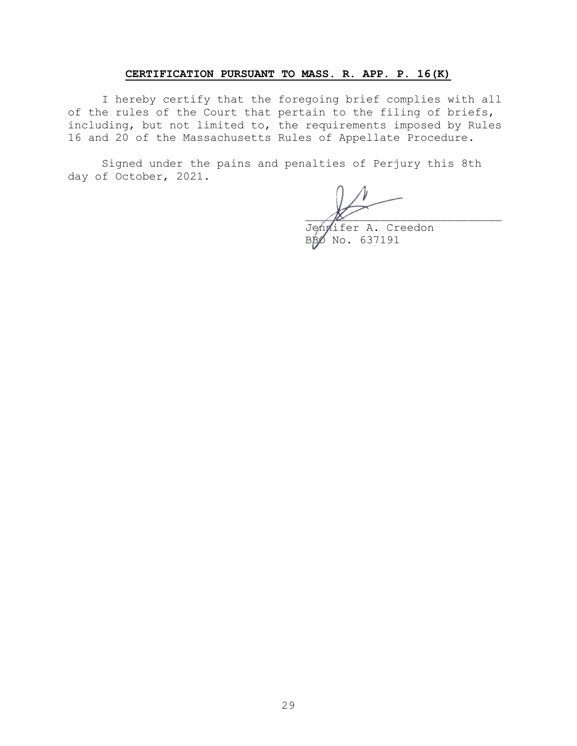## CERTIFICATION PURSUANT TO MASS. R. APP. P. 16(K)

I hereby certify that the foregoing brief complies with all of the rules of the Court that pertain to the filing of briefs, including, but not limited to, the requirements imposed by Rules 16 and 20 of the Massachusetts Rules of Appellate Procedure.

Signed under the pains and penalties of Perjury this 8th day of October, 2021.

Jennifer A. Creedon
BBO No. 637191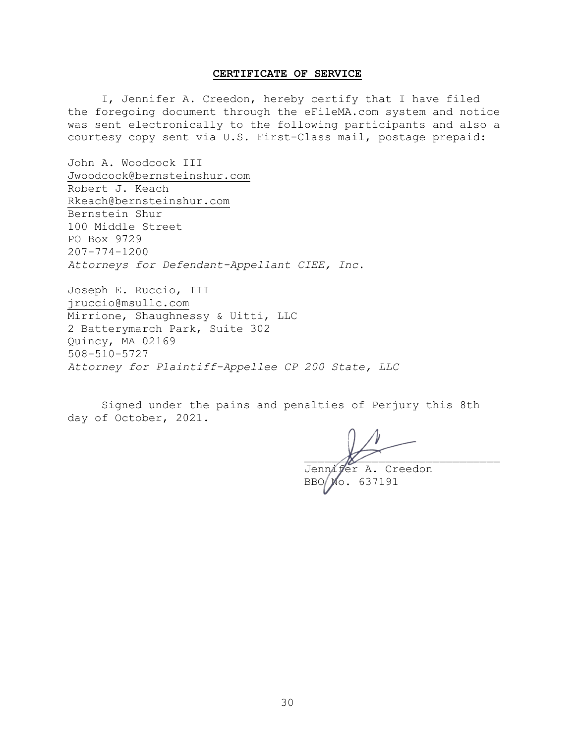**CERTIFICATE OF SERVICE**

I, Jennifer A. Creedon, hereby certify that I have filed the foregoing document through the eFileMA.com system and notice was sent electronically to the following participants and also a courtesy copy sent via U.S. First-Class mail, postage prepaid:

John A. Woodcock III
Jwoodcock@bernsteinshur.com
Robert J. Keach
Rkeach@bernsteinshur.com
Bernstein Shur
100 Middle Street
PO Box 9729
207-774-1200
*Attorneys for Defendant-Appellant CIEE, Inc.*

Joseph E. Ruccio, III
jruccio@msullc.com
Mirrione, Shaughnessy & Uitti, LLC
2 Batterymarch Park, Suite 302
Quincy, MA 02169
508-510-5727
*Attorney for Plaintiff-Appellee CP 200 State, LLC*

Signed under the pains and penalties of Perjury this 8th day of October, 2021.

\_\_\_\_\_\_\_\_\_\_\_\_\_\_\_\_\_\_\_\_\_\_\_\_\_\_\_\_\_\_
Jennifer A. Creedon
BBO No. 637191